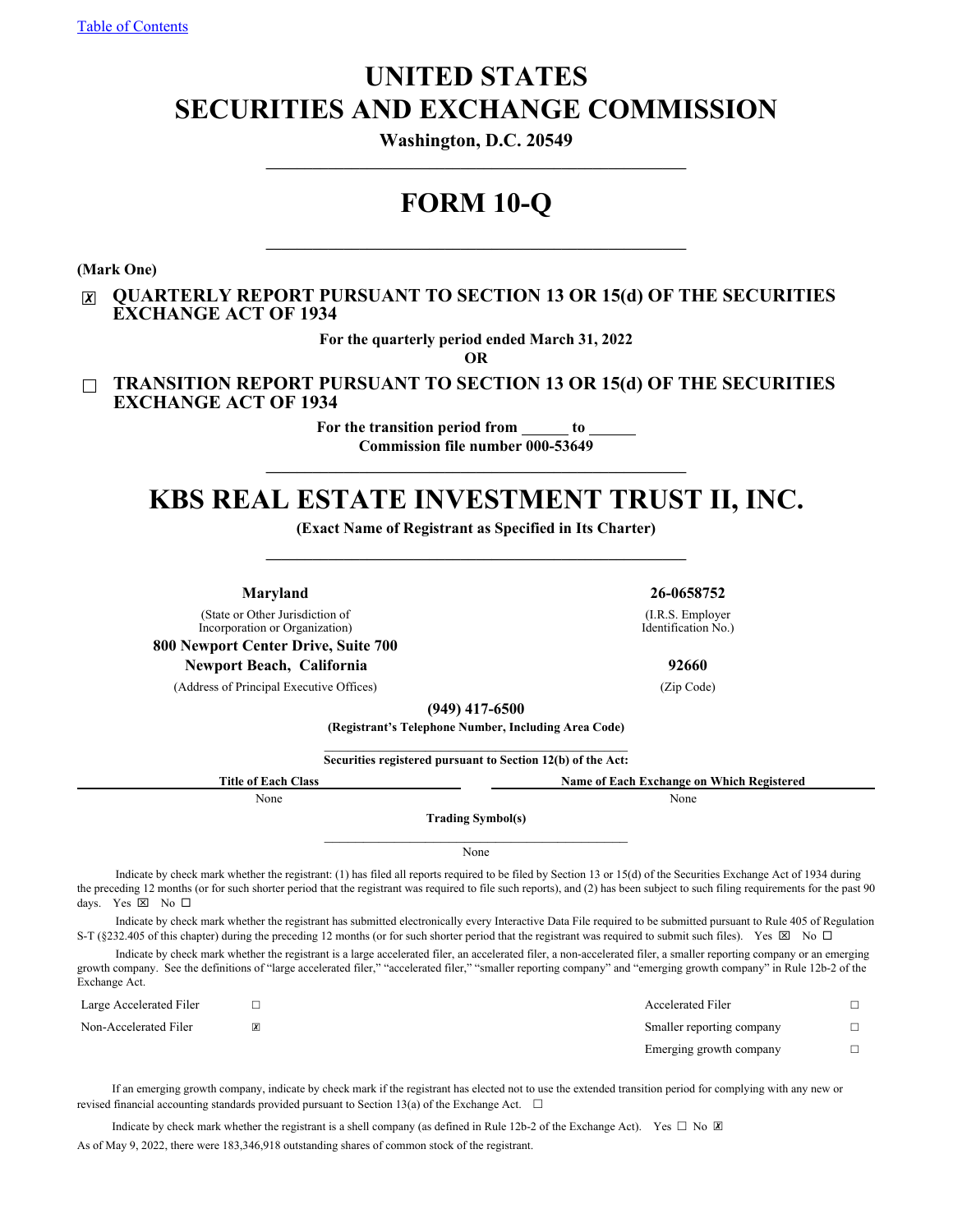Table of Contents

# UNITED STATES
# SECURITIES AND EXCHANGE COMMISSION

**Washington, D.C. 20549**

# FORM 10-Q

**(Mark One)**

☒ **QUARTERLY REPORT PURSUANT TO SECTION 13 OR 15(d) OF THE SECURITIES EXCHANGE ACT OF 1934**

**For the quarterly period ended March 31, 2022**

**OR**

☐ **TRANSITION REPORT PURSUANT TO SECTION 13 OR 15(d) OF THE SECURITIES EXCHANGE ACT OF 1934**

**For the transition period from ______ to ______**

**Commission file number 000-53649**

# KBS REAL ESTATE INVESTMENT TRUST II, INC.

**(Exact Name of Registrant as Specified in Its Charter)**

| | |
|---|---|
| **Maryland** | **26-0658752** |
| (State or Other Jurisdiction of Incorporation or Organization) | (I.R.S. Employer Identification No.) |
| **800 Newport Center Drive, Suite 700** | |
| **Newport Beach, California** | **92660** |
| (Address of Principal Executive Offices) | (Zip Code) |

**(949) 417-6500**

**(Registrant's Telephone Number, Including Area Code)**

**Securities registered pursuant to Section 12(b) of the Act:**

| Title of Each Class | Name of Each Exchange on Which Registered |
|---|---|
| None | None |

**Trading Symbol(s)**

None

Indicate by check mark whether the registrant: (1) has filed all reports required to be filed by Section 13 or 15(d) of the Securities Exchange Act of 1934 during the preceding 12 months (or for such shorter period that the registrant was required to file such reports), and (2) has been subject to such filing requirements for the past 90 days. Yes ☒ No ☐

Indicate by check mark whether the registrant has submitted electronically every Interactive Data File required to be submitted pursuant to Rule 405 of Regulation S-T (§232.405 of this chapter) during the preceding 12 months (or for such shorter period that the registrant was required to submit such files). Yes ☒ No ☐

Indicate by check mark whether the registrant is a large accelerated filer, an accelerated filer, a non-accelerated filer, a smaller reporting company or an emerging growth company. See the definitions of "large accelerated filer," "accelerated filer," "smaller reporting company" and "emerging growth company" in Rule 12b-2 of the Exchange Act.

| | | | |
|---|---|---|---|
| Large Accelerated Filer | ☐ | Accelerated Filer | ☐ |
| Non-Accelerated Filer | ☒ | Smaller reporting company | ☐ |
| | | Emerging growth company | ☐ |

If an emerging growth company, indicate by check mark if the registrant has elected not to use the extended transition period for complying with any new or revised financial accounting standards provided pursuant to Section 13(a) of the Exchange Act. ☐

Indicate by check mark whether the registrant is a shell company (as defined in Rule 12b-2 of the Exchange Act). Yes ☐ No ☒

As of May 9, 2022, there were 183,346,918 outstanding shares of common stock of the registrant.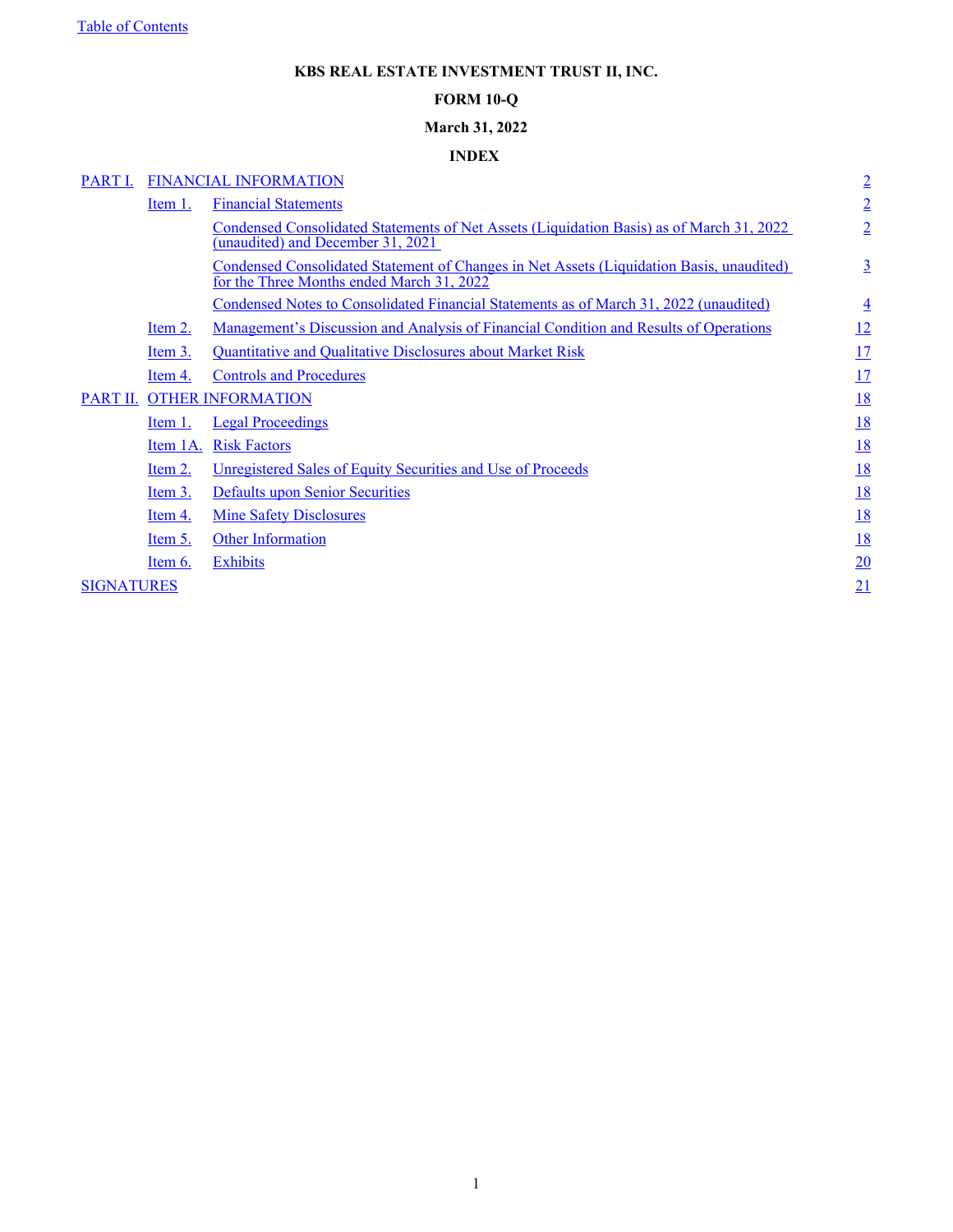KBS REAL ESTATE INVESTMENT TRUST II, INC.

FORM 10-Q

March 31, 2022

INDEX

| | | | |
|---|---|---|---|
| PART I. | FINANCIAL INFORMATION | | 2 |
| | Item 1. | Financial Statements | 2 |
| | | Condensed Consolidated Statements of Net Assets (Liquidation Basis) as of March 31, 2022 (unaudited) and December 31, 2021 | 2 |
| | | Condensed Consolidated Statement of Changes in Net Assets (Liquidation Basis, unaudited) for the Three Months ended March 31, 2022 | 3 |
| | | Condensed Notes to Consolidated Financial Statements as of March 31, 2022 (unaudited) | 4 |
| | Item 2. | Management's Discussion and Analysis of Financial Condition and Results of Operations | 12 |
| | Item 3. | Quantitative and Qualitative Disclosures about Market Risk | 17 |
| | Item 4. | Controls and Procedures | 17 |
| PART II. | OTHER INFORMATION | | 18 |
| | Item 1. | Legal Proceedings | 18 |
| | Item 1A. | Risk Factors | 18 |
| | Item 2. | Unregistered Sales of Equity Securities and Use of Proceeds | 18 |
| | Item 3. | Defaults upon Senior Securities | 18 |
| | Item 4. | Mine Safety Disclosures | 18 |
| | Item 5. | Other Information | 18 |
| | Item 6. | Exhibits | 20 |
| SIGNATURES | | | 21 |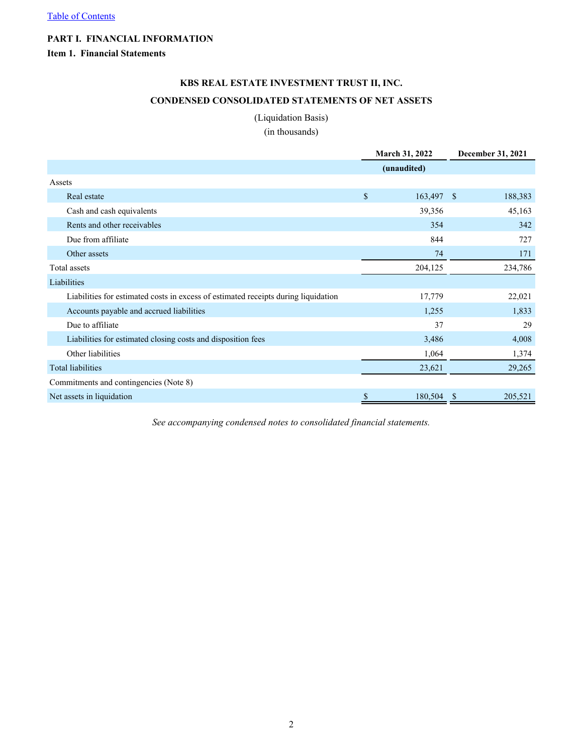[Table of Contents](#)

**PART I. FINANCIAL INFORMATION**

**Item 1. Financial Statements**

## KBS REAL ESTATE INVESTMENT TRUST II, INC.

## CONDENSED CONSOLIDATED STATEMENTS OF NET ASSETS

(Liquidation Basis)

(in thousands)

| | March 31, 2022 | December 31, 2021 |
|---|---|---|
| | (unaudited) | |
| Assets | | |
| Real estate | $ 163,497 | $ 188,383 |
| Cash and cash equivalents | 39,356 | 45,163 |
| Rents and other receivables | 354 | 342 |
| Due from affiliate | 844 | 727 |
| Other assets | 74 | 171 |
| Total assets | 204,125 | 234,786 |
| Liabilities | | |
| Liabilities for estimated costs in excess of estimated receipts during liquidation | 17,779 | 22,021 |
| Accounts payable and accrued liabilities | 1,255 | 1,833 |
| Due to affiliate | 37 | 29 |
| Liabilities for estimated closing costs and disposition fees | 3,486 | 4,008 |
| Other liabilities | 1,064 | 1,374 |
| Total liabilities | 23,621 | 29,265 |
| Commitments and contingencies (Note 8) | | |
| Net assets in liquidation | $ 180,504 | $ 205,521 |

*See accompanying condensed notes to consolidated financial statements.*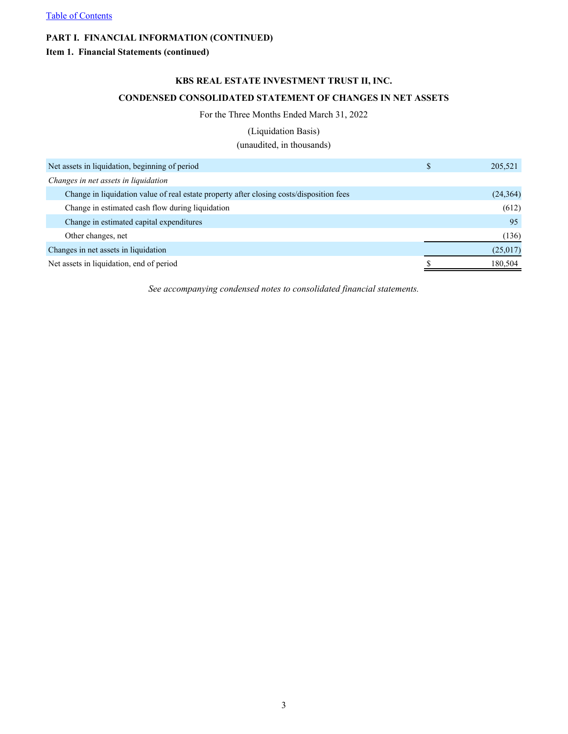[Table of Contents](#)

**PART I. FINANCIAL INFORMATION (CONTINUED)**

**Item 1. Financial Statements (continued)**

**KBS REAL ESTATE INVESTMENT TRUST II, INC.**

**CONDENSED CONSOLIDATED STATEMENT OF CHANGES IN NET ASSETS**

For the Three Months Ended March 31, 2022

(Liquidation Basis)

(unaudited, in thousands)

| | | |
|---|---|---|
| Net assets in liquidation, beginning of period | $ | 205,521 |
| *Changes in net assets in liquidation* | | |
| Change in liquidation value of real estate property after closing costs/disposition fees | | (24,364) |
| Change in estimated cash flow during liquidation | | (612) |
| Change in estimated capital expenditures | | 95 |
| Other changes, net | | (136) |
| Changes in net assets in liquidation | | (25,017) |
| Net assets in liquidation, end of period | $ | 180,504 |

*See accompanying condensed notes to consolidated financial statements.*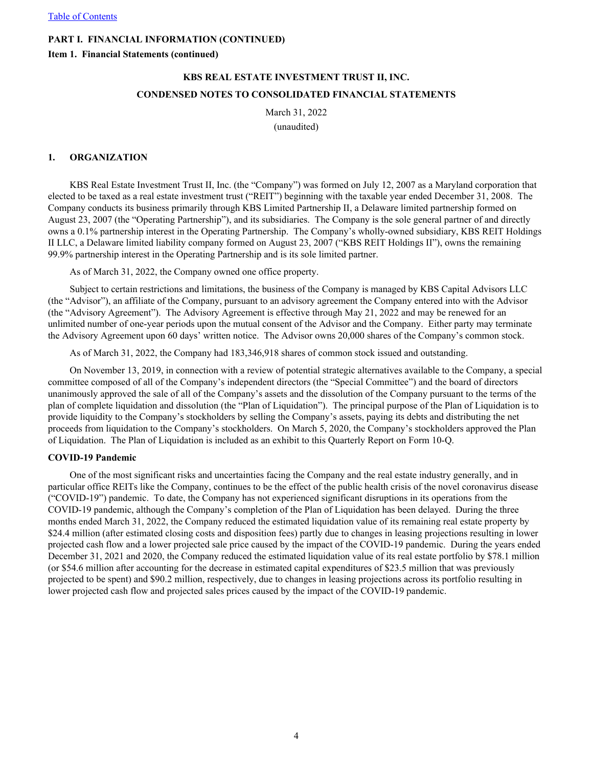**PART I. FINANCIAL INFORMATION (CONTINUED)**

**Item 1. Financial Statements (continued)**

**KBS REAL ESTATE INVESTMENT TRUST II, INC.**

**CONDENSED NOTES TO CONSOLIDATED FINANCIAL STATEMENTS**

March 31, 2022

(unaudited)

## 1. ORGANIZATION

KBS Real Estate Investment Trust II, Inc. (the "Company") was formed on July 12, 2007 as a Maryland corporation that elected to be taxed as a real estate investment trust ("REIT") beginning with the taxable year ended December 31, 2008. The Company conducts its business primarily through KBS Limited Partnership II, a Delaware limited partnership formed on August 23, 2007 (the "Operating Partnership"), and its subsidiaries. The Company is the sole general partner of and directly owns a 0.1% partnership interest in the Operating Partnership. The Company's wholly-owned subsidiary, KBS REIT Holdings II LLC, a Delaware limited liability company formed on August 23, 2007 ("KBS REIT Holdings II"), owns the remaining 99.9% partnership interest in the Operating Partnership and is its sole limited partner.

As of March 31, 2022, the Company owned one office property.

Subject to certain restrictions and limitations, the business of the Company is managed by KBS Capital Advisors LLC (the "Advisor"), an affiliate of the Company, pursuant to an advisory agreement the Company entered into with the Advisor (the "Advisory Agreement"). The Advisory Agreement is effective through May 21, 2022 and may be renewed for an unlimited number of one-year periods upon the mutual consent of the Advisor and the Company. Either party may terminate the Advisory Agreement upon 60 days' written notice. The Advisor owns 20,000 shares of the Company's common stock.

As of March 31, 2022, the Company had 183,346,918 shares of common stock issued and outstanding.

On November 13, 2019, in connection with a review of potential strategic alternatives available to the Company, a special committee composed of all of the Company's independent directors (the "Special Committee") and the board of directors unanimously approved the sale of all of the Company's assets and the dissolution of the Company pursuant to the terms of the plan of complete liquidation and dissolution (the "Plan of Liquidation"). The principal purpose of the Plan of Liquidation is to provide liquidity to the Company's stockholders by selling the Company's assets, paying its debts and distributing the net proceeds from liquidation to the Company's stockholders. On March 5, 2020, the Company's stockholders approved the Plan of Liquidation. The Plan of Liquidation is included as an exhibit to this Quarterly Report on Form 10-Q.

**COVID-19 Pandemic**

One of the most significant risks and uncertainties facing the Company and the real estate industry generally, and in particular office REITs like the Company, continues to be the effect of the public health crisis of the novel coronavirus disease ("COVID-19") pandemic. To date, the Company has not experienced significant disruptions in its operations from the COVID-19 pandemic, although the Company's completion of the Plan of Liquidation has been delayed. During the three months ended March 31, 2022, the Company reduced the estimated liquidation value of its remaining real estate property by \$24.4 million (after estimated closing costs and disposition fees) partly due to changes in leasing projections resulting in lower projected cash flow and a lower projected sale price caused by the impact of the COVID-19 pandemic. During the years ended December 31, 2021 and 2020, the Company reduced the estimated liquidation value of its real estate portfolio by \$78.1 million (or \$54.6 million after accounting for the decrease in estimated capital expenditures of \$23.5 million that was previously projected to be spent) and \$90.2 million, respectively, due to changes in leasing projections across its portfolio resulting in lower projected cash flow and projected sales prices caused by the impact of the COVID-19 pandemic.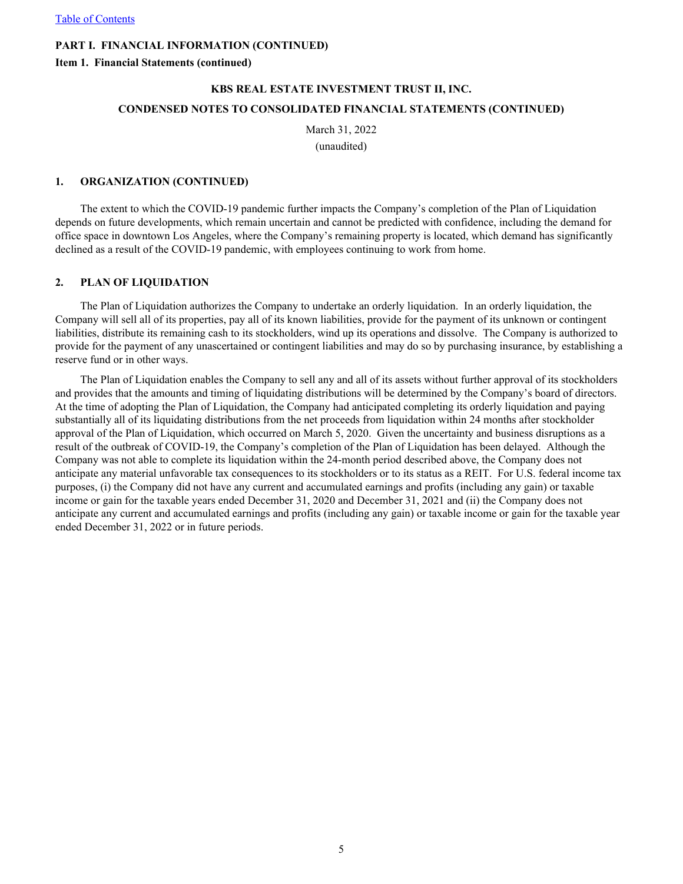**PART I. FINANCIAL INFORMATION (CONTINUED)**

**Item 1. Financial Statements (continued)**

**KBS REAL ESTATE INVESTMENT TRUST II, INC.**

**CONDENSED NOTES TO CONSOLIDATED FINANCIAL STATEMENTS (CONTINUED)**

March 31, 2022

(unaudited)

## 1. ORGANIZATION (CONTINUED)

The extent to which the COVID-19 pandemic further impacts the Company's completion of the Plan of Liquidation depends on future developments, which remain uncertain and cannot be predicted with confidence, including the demand for office space in downtown Los Angeles, where the Company's remaining property is located, which demand has significantly declined as a result of the COVID-19 pandemic, with employees continuing to work from home.

## 2. PLAN OF LIQUIDATION

The Plan of Liquidation authorizes the Company to undertake an orderly liquidation. In an orderly liquidation, the Company will sell all of its properties, pay all of its known liabilities, provide for the payment of its unknown or contingent liabilities, distribute its remaining cash to its stockholders, wind up its operations and dissolve. The Company is authorized to provide for the payment of any unascertained or contingent liabilities and may do so by purchasing insurance, by establishing a reserve fund or in other ways.

The Plan of Liquidation enables the Company to sell any and all of its assets without further approval of its stockholders and provides that the amounts and timing of liquidating distributions will be determined by the Company's board of directors. At the time of adopting the Plan of Liquidation, the Company had anticipated completing its orderly liquidation and paying substantially all of its liquidating distributions from the net proceeds from liquidation within 24 months after stockholder approval of the Plan of Liquidation, which occurred on March 5, 2020. Given the uncertainty and business disruptions as a result of the outbreak of COVID-19, the Company's completion of the Plan of Liquidation has been delayed. Although the Company was not able to complete its liquidation within the 24-month period described above, the Company does not anticipate any material unfavorable tax consequences to its stockholders or to its status as a REIT. For U.S. federal income tax purposes, (i) the Company did not have any current and accumulated earnings and profits (including any gain) or taxable income or gain for the taxable years ended December 31, 2020 and December 31, 2021 and (ii) the Company does not anticipate any current and accumulated earnings and profits (including any gain) or taxable income or gain for the taxable year ended December 31, 2022 or in future periods.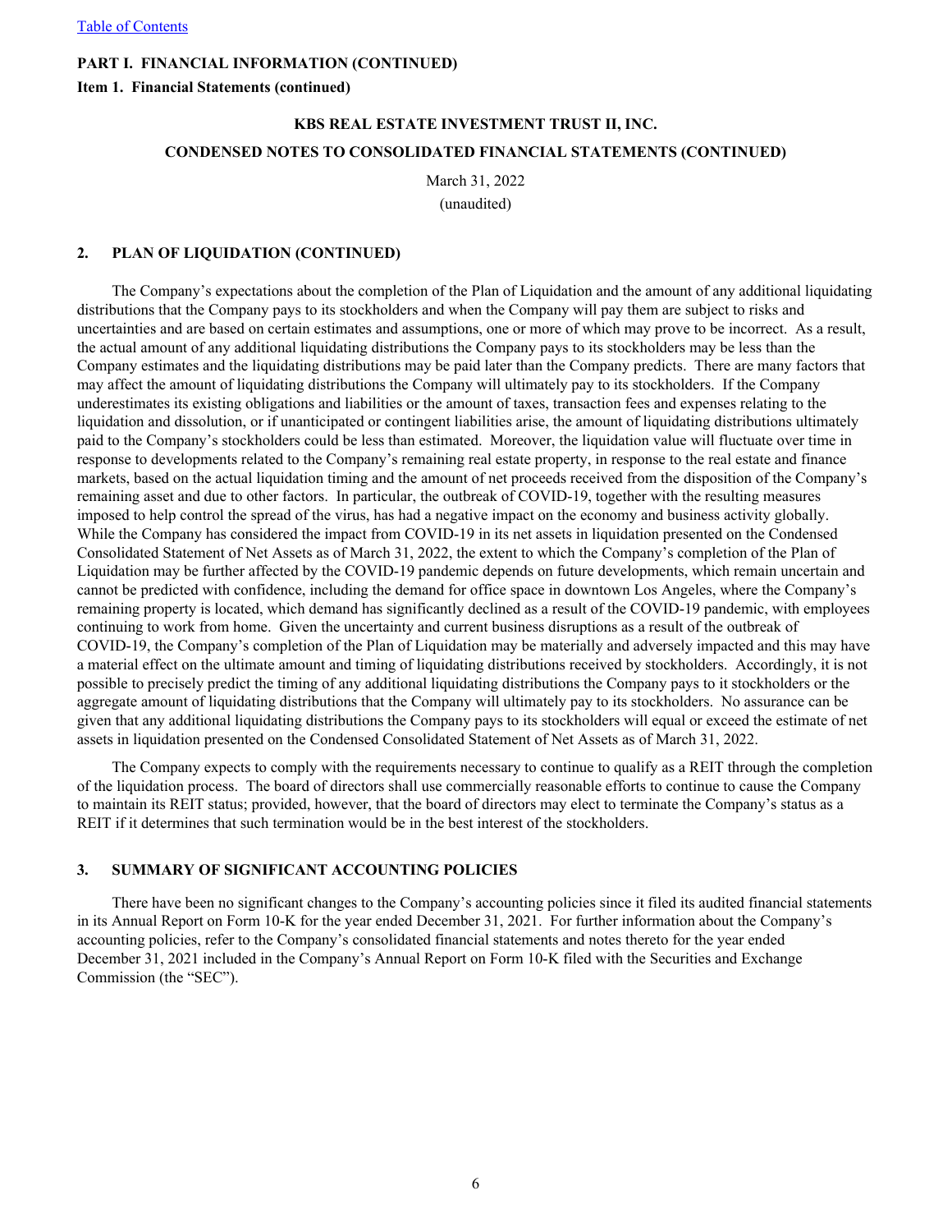**PART I. FINANCIAL INFORMATION (CONTINUED)**

**Item 1. Financial Statements (continued)**

**KBS REAL ESTATE INVESTMENT TRUST II, INC.**

**CONDENSED NOTES TO CONSOLIDATED FINANCIAL STATEMENTS (CONTINUED)**

March 31, 2022

(unaudited)

## 2. PLAN OF LIQUIDATION (CONTINUED)

The Company's expectations about the completion of the Plan of Liquidation and the amount of any additional liquidating distributions that the Company pays to its stockholders and when the Company will pay them are subject to risks and uncertainties and are based on certain estimates and assumptions, one or more of which may prove to be incorrect. As a result, the actual amount of any additional liquidating distributions the Company pays to its stockholders may be less than the Company estimates and the liquidating distributions may be paid later than the Company predicts. There are many factors that may affect the amount of liquidating distributions the Company will ultimately pay to its stockholders. If the Company underestimates its existing obligations and liabilities or the amount of taxes, transaction fees and expenses relating to the liquidation and dissolution, or if unanticipated or contingent liabilities arise, the amount of liquidating distributions ultimately paid to the Company's stockholders could be less than estimated. Moreover, the liquidation value will fluctuate over time in response to developments related to the Company's remaining real estate property, in response to the real estate and finance markets, based on the actual liquidation timing and the amount of net proceeds received from the disposition of the Company's remaining asset and due to other factors. In particular, the outbreak of COVID-19, together with the resulting measures imposed to help control the spread of the virus, has had a negative impact on the economy and business activity globally. While the Company has considered the impact from COVID-19 in its net assets in liquidation presented on the Condensed Consolidated Statement of Net Assets as of March 31, 2022, the extent to which the Company's completion of the Plan of Liquidation may be further affected by the COVID-19 pandemic depends on future developments, which remain uncertain and cannot be predicted with confidence, including the demand for office space in downtown Los Angeles, where the Company's remaining property is located, which demand has significantly declined as a result of the COVID-19 pandemic, with employees continuing to work from home. Given the uncertainty and current business disruptions as a result of the outbreak of COVID-19, the Company's completion of the Plan of Liquidation may be materially and adversely impacted and this may have a material effect on the ultimate amount and timing of liquidating distributions received by stockholders. Accordingly, it is not possible to precisely predict the timing of any additional liquidating distributions the Company pays to it stockholders or the aggregate amount of liquidating distributions that the Company will ultimately pay to its stockholders. No assurance can be given that any additional liquidating distributions the Company pays to its stockholders will equal or exceed the estimate of net assets in liquidation presented on the Condensed Consolidated Statement of Net Assets as of March 31, 2022.

The Company expects to comply with the requirements necessary to continue to qualify as a REIT through the completion of the liquidation process. The board of directors shall use commercially reasonable efforts to continue to cause the Company to maintain its REIT status; provided, however, that the board of directors may elect to terminate the Company's status as a REIT if it determines that such termination would be in the best interest of the stockholders.

## 3. SUMMARY OF SIGNIFICANT ACCOUNTING POLICIES

There have been no significant changes to the Company's accounting policies since it filed its audited financial statements in its Annual Report on Form 10-K for the year ended December 31, 2021. For further information about the Company's accounting policies, refer to the Company's consolidated financial statements and notes thereto for the year ended December 31, 2021 included in the Company's Annual Report on Form 10-K filed with the Securities and Exchange Commission (the "SEC").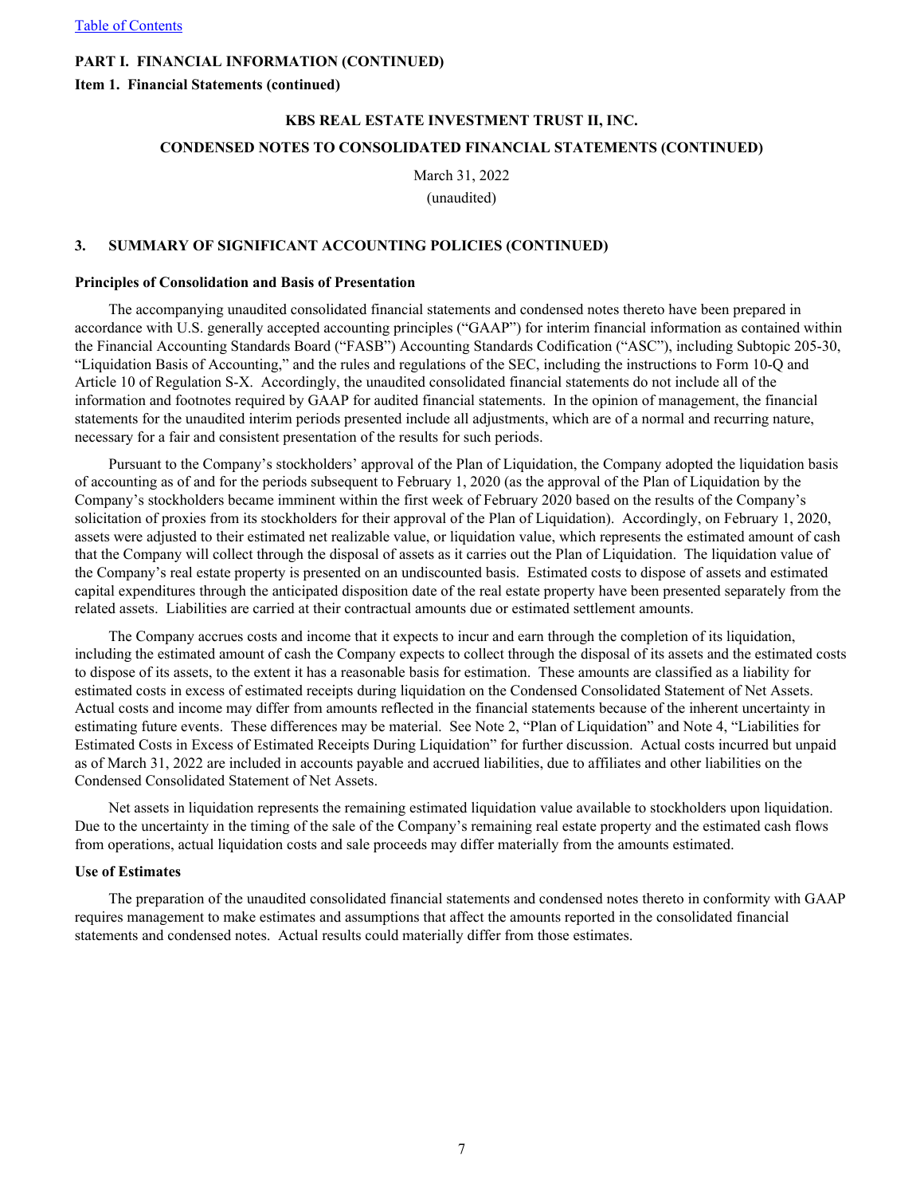**PART I. FINANCIAL INFORMATION (CONTINUED)**

**Item 1. Financial Statements (continued)**

**KBS REAL ESTATE INVESTMENT TRUST II, INC.**

**CONDENSED NOTES TO CONSOLIDATED FINANCIAL STATEMENTS (CONTINUED)**

March 31, 2022

(unaudited)

## 3. SUMMARY OF SIGNIFICANT ACCOUNTING POLICIES (CONTINUED)

**Principles of Consolidation and Basis of Presentation**

The accompanying unaudited consolidated financial statements and condensed notes thereto have been prepared in accordance with U.S. generally accepted accounting principles ("GAAP") for interim financial information as contained within the Financial Accounting Standards Board ("FASB") Accounting Standards Codification ("ASC"), including Subtopic 205-30, "Liquidation Basis of Accounting," and the rules and regulations of the SEC, including the instructions to Form 10-Q and Article 10 of Regulation S-X. Accordingly, the unaudited consolidated financial statements do not include all of the information and footnotes required by GAAP for audited financial statements. In the opinion of management, the financial statements for the unaudited interim periods presented include all adjustments, which are of a normal and recurring nature, necessary for a fair and consistent presentation of the results for such periods.

Pursuant to the Company's stockholders' approval of the Plan of Liquidation, the Company adopted the liquidation basis of accounting as of and for the periods subsequent to February 1, 2020 (as the approval of the Plan of Liquidation by the Company's stockholders became imminent within the first week of February 2020 based on the results of the Company's solicitation of proxies from its stockholders for their approval of the Plan of Liquidation). Accordingly, on February 1, 2020, assets were adjusted to their estimated net realizable value, or liquidation value, which represents the estimated amount of cash that the Company will collect through the disposal of assets as it carries out the Plan of Liquidation. The liquidation value of the Company's real estate property is presented on an undiscounted basis. Estimated costs to dispose of assets and estimated capital expenditures through the anticipated disposition date of the real estate property have been presented separately from the related assets. Liabilities are carried at their contractual amounts due or estimated settlement amounts.

The Company accrues costs and income that it expects to incur and earn through the completion of its liquidation, including the estimated amount of cash the Company expects to collect through the disposal of its assets and the estimated costs to dispose of its assets, to the extent it has a reasonable basis for estimation. These amounts are classified as a liability for estimated costs in excess of estimated receipts during liquidation on the Condensed Consolidated Statement of Net Assets. Actual costs and income may differ from amounts reflected in the financial statements because of the inherent uncertainty in estimating future events. These differences may be material. See Note 2, "Plan of Liquidation" and Note 4, "Liabilities for Estimated Costs in Excess of Estimated Receipts During Liquidation" for further discussion. Actual costs incurred but unpaid as of March 31, 2022 are included in accounts payable and accrued liabilities, due to affiliates and other liabilities on the Condensed Consolidated Statement of Net Assets.

Net assets in liquidation represents the remaining estimated liquidation value available to stockholders upon liquidation. Due to the uncertainty in the timing of the sale of the Company's remaining real estate property and the estimated cash flows from operations, actual liquidation costs and sale proceeds may differ materially from the amounts estimated.

**Use of Estimates**

The preparation of the unaudited consolidated financial statements and condensed notes thereto in conformity with GAAP requires management to make estimates and assumptions that affect the amounts reported in the consolidated financial statements and condensed notes. Actual results could materially differ from those estimates.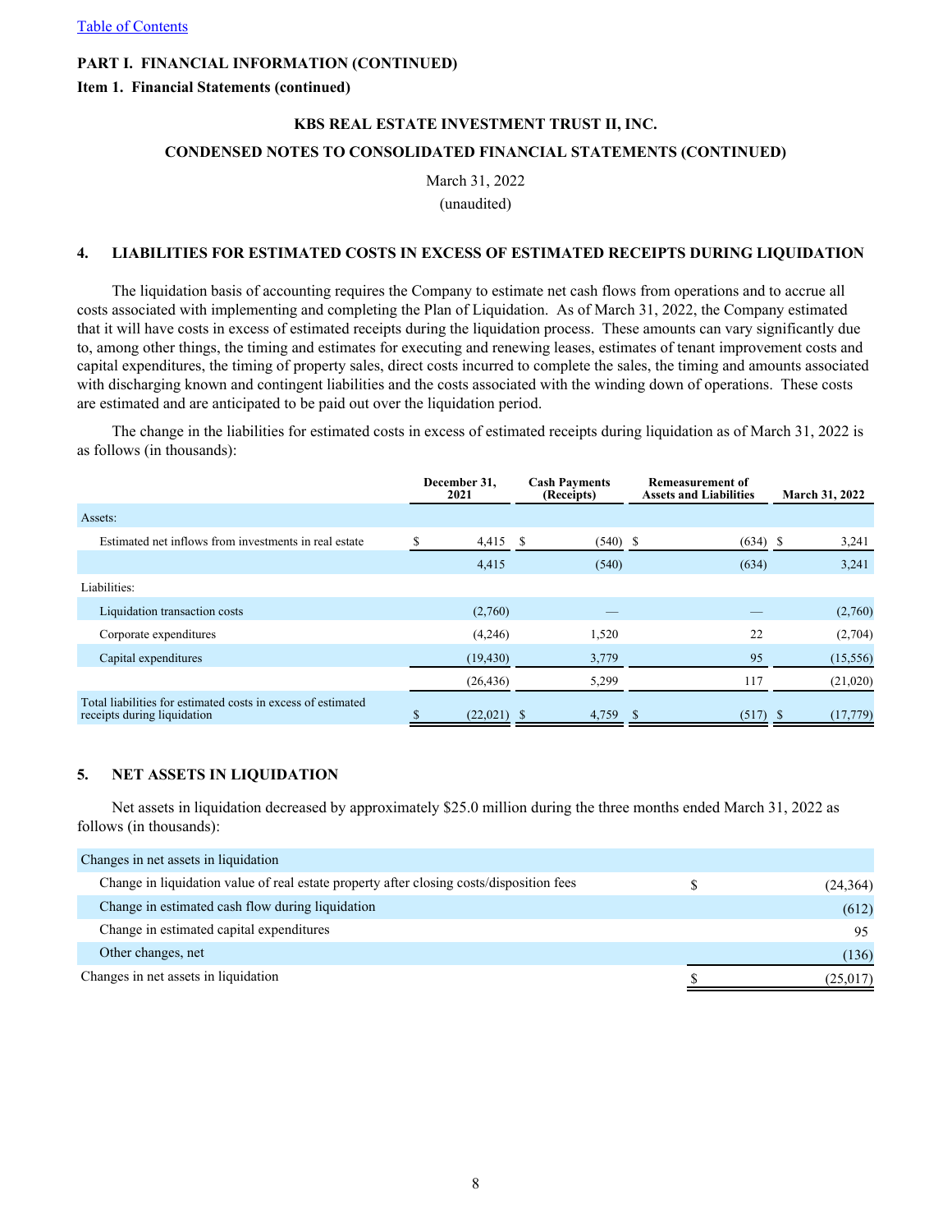[Table of Contents](#)

**PART I. FINANCIAL INFORMATION (CONTINUED)**

**Item 1. Financial Statements (continued)**

**KBS REAL ESTATE INVESTMENT TRUST II, INC.**

**CONDENSED NOTES TO CONSOLIDATED FINANCIAL STATEMENTS (CONTINUED)**

March 31, 2022

(unaudited)

## 4. LIABILITIES FOR ESTIMATED COSTS IN EXCESS OF ESTIMATED RECEIPTS DURING LIQUIDATION

The liquidation basis of accounting requires the Company to estimate net cash flows from operations and to accrue all costs associated with implementing and completing the Plan of Liquidation. As of March 31, 2022, the Company estimated that it will have costs in excess of estimated receipts during the liquidation process. These amounts can vary significantly due to, among other things, the timing and estimates for executing and renewing leases, estimates of tenant improvement costs and capital expenditures, the timing of property sales, direct costs incurred to complete the sales, the timing and amounts associated with discharging known and contingent liabilities and the costs associated with the winding down of operations. These costs are estimated and are anticipated to be paid out over the liquidation period.

The change in the liabilities for estimated costs in excess of estimated receipts during liquidation as of March 31, 2022 is as follows (in thousands):

| | December 31, 2021 | Cash Payments (Receipts) | Remeasurement of Assets and Liabilities | March 31, 2022 |
|---|---|---|---|---|
| Assets: | | | | |
| Estimated net inflows from investments in real estate | $ 4,415 | $ (540) | $ (634) | $ 3,241 |
| | 4,415 | (540) | (634) | 3,241 |
| Liabilities: | | | | |
| Liquidation transaction costs | (2,760) | — | — | (2,760) |
| Corporate expenditures | (4,246) | 1,520 | 22 | (2,704) |
| Capital expenditures | (19,430) | 3,779 | 95 | (15,556) |
| | (26,436) | 5,299 | 117 | (21,020) |
| Total liabilities for estimated costs in excess of estimated receipts during liquidation | $ (22,021) | $ 4,759 | $ (517) | $ (17,779) |

## 5. NET ASSETS IN LIQUIDATION

Net assets in liquidation decreased by approximately $25.0 million during the three months ended March 31, 2022 as follows (in thousands):

| | |
|---|---|
| Changes in net assets in liquidation | |
| Change in liquidation value of real estate property after closing costs/disposition fees | $ (24,364) |
| Change in estimated cash flow during liquidation | (612) |
| Change in estimated capital expenditures | 95 |
| Other changes, net | (136) |
| Changes in net assets in liquidation | $ (25,017) |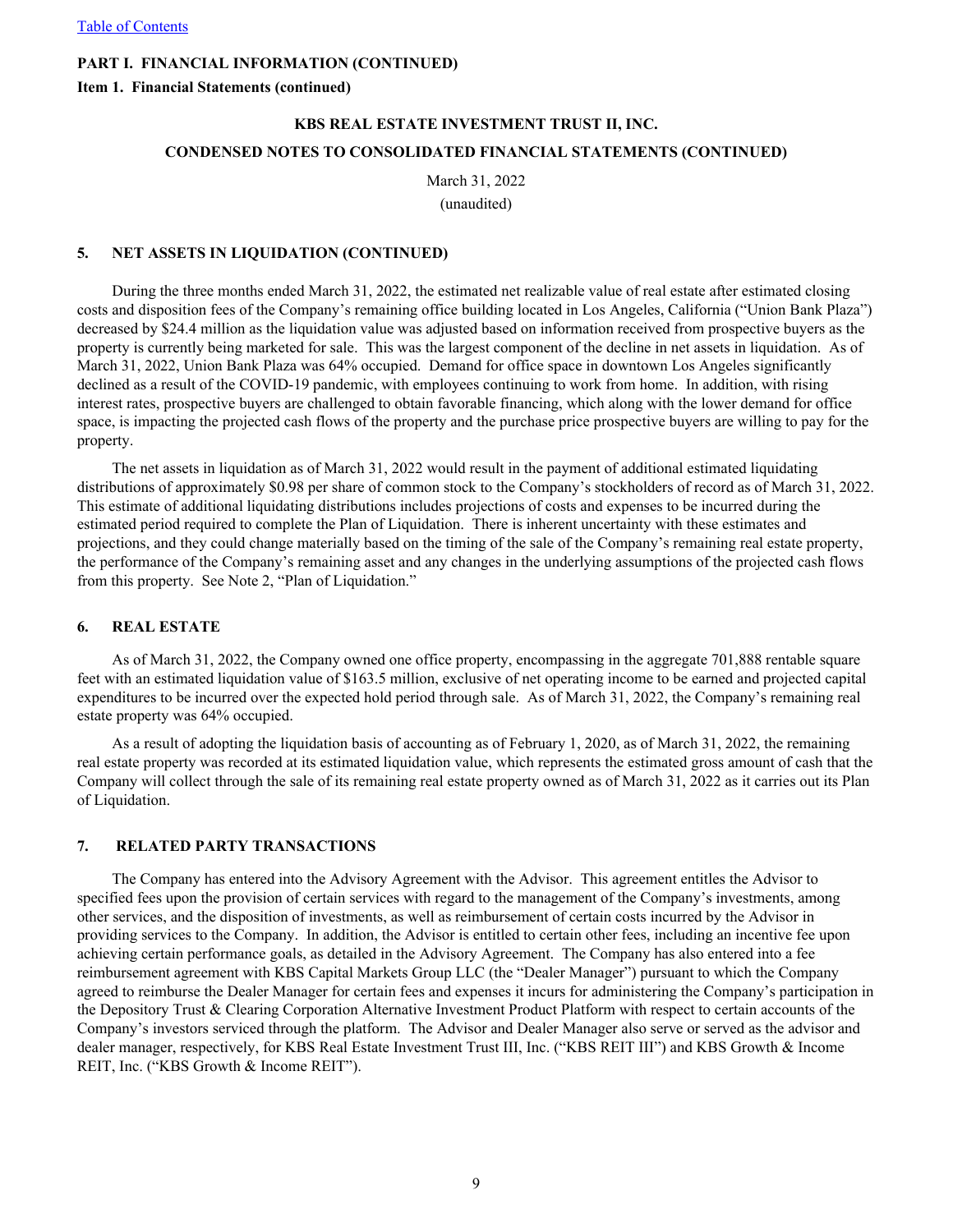**PART I. FINANCIAL INFORMATION (CONTINUED)**

**Item 1. Financial Statements (continued)**

**KBS REAL ESTATE INVESTMENT TRUST II, INC.**

**CONDENSED NOTES TO CONSOLIDATED FINANCIAL STATEMENTS (CONTINUED)**

March 31, 2022

(unaudited)

### 5. NET ASSETS IN LIQUIDATION (CONTINUED)

During the three months ended March 31, 2022, the estimated net realizable value of real estate after estimated closing costs and disposition fees of the Company's remaining office building located in Los Angeles, California ("Union Bank Plaza") decreased by $24.4 million as the liquidation value was adjusted based on information received from prospective buyers as the property is currently being marketed for sale. This was the largest component of the decline in net assets in liquidation. As of March 31, 2022, Union Bank Plaza was 64% occupied. Demand for office space in downtown Los Angeles significantly declined as a result of the COVID-19 pandemic, with employees continuing to work from home. In addition, with rising interest rates, prospective buyers are challenged to obtain favorable financing, which along with the lower demand for office space, is impacting the projected cash flows of the property and the purchase price prospective buyers are willing to pay for the property.

The net assets in liquidation as of March 31, 2022 would result in the payment of additional estimated liquidating distributions of approximately $0.98 per share of common stock to the Company's stockholders of record as of March 31, 2022. This estimate of additional liquidating distributions includes projections of costs and expenses to be incurred during the estimated period required to complete the Plan of Liquidation. There is inherent uncertainty with these estimates and projections, and they could change materially based on the timing of the sale of the Company's remaining real estate property, the performance of the Company's remaining asset and any changes in the underlying assumptions of the projected cash flows from this property. See Note 2, "Plan of Liquidation."

### 6. REAL ESTATE

As of March 31, 2022, the Company owned one office property, encompassing in the aggregate 701,888 rentable square feet with an estimated liquidation value of $163.5 million, exclusive of net operating income to be earned and projected capital expenditures to be incurred over the expected hold period through sale. As of March 31, 2022, the Company's remaining real estate property was 64% occupied.

As a result of adopting the liquidation basis of accounting as of February 1, 2020, as of March 31, 2022, the remaining real estate property was recorded at its estimated liquidation value, which represents the estimated gross amount of cash that the Company will collect through the sale of its remaining real estate property owned as of March 31, 2022 as it carries out its Plan of Liquidation.

### 7. RELATED PARTY TRANSACTIONS

The Company has entered into the Advisory Agreement with the Advisor. This agreement entitles the Advisor to specified fees upon the provision of certain services with regard to the management of the Company's investments, among other services, and the disposition of investments, as well as reimbursement of certain costs incurred by the Advisor in providing services to the Company. In addition, the Advisor is entitled to certain other fees, including an incentive fee upon achieving certain performance goals, as detailed in the Advisory Agreement. The Company has also entered into a fee reimbursement agreement with KBS Capital Markets Group LLC (the "Dealer Manager") pursuant to which the Company agreed to reimburse the Dealer Manager for certain fees and expenses it incurs for administering the Company's participation in the Depository Trust & Clearing Corporation Alternative Investment Product Platform with respect to certain accounts of the Company's investors serviced through the platform. The Advisor and Dealer Manager also serve or served as the advisor and dealer manager, respectively, for KBS Real Estate Investment Trust III, Inc. ("KBS REIT III") and KBS Growth & Income REIT, Inc. ("KBS Growth & Income REIT").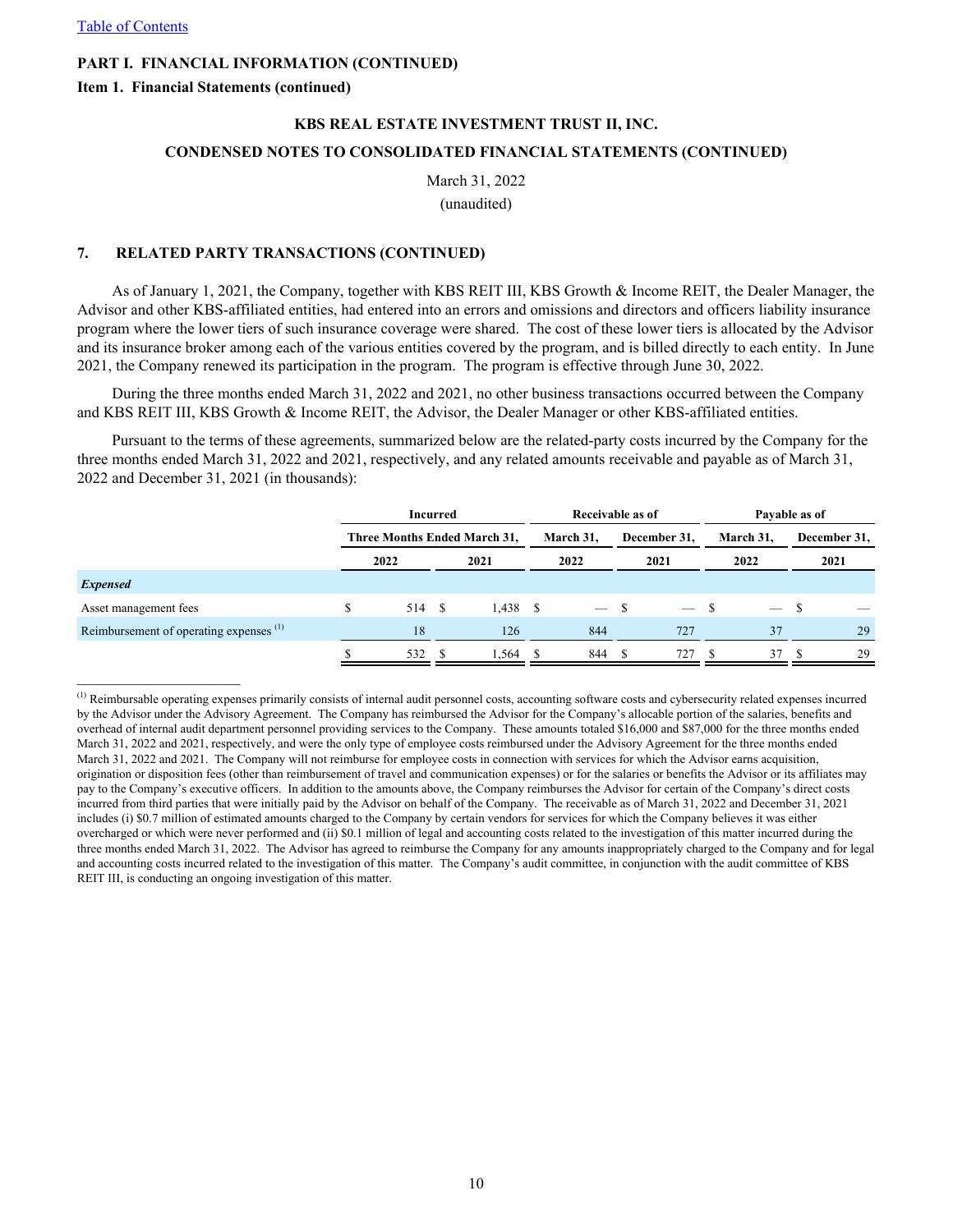[Table of Contents](#)

**PART I. FINANCIAL INFORMATION (CONTINUED)**

**Item 1. Financial Statements (continued)**

**KBS REAL ESTATE INVESTMENT TRUST II, INC.**

**CONDENSED NOTES TO CONSOLIDATED FINANCIAL STATEMENTS (CONTINUED)**

March 31, 2022

(unaudited)

## 7. RELATED PARTY TRANSACTIONS (CONTINUED)

As of January 1, 2021, the Company, together with KBS REIT III, KBS Growth & Income REIT, the Dealer Manager, the Advisor and other KBS-affiliated entities, had entered into an errors and omissions and directors and officers liability insurance program where the lower tiers of such insurance coverage were shared. The cost of these lower tiers is allocated by the Advisor and its insurance broker among each of the various entities covered by the program, and is billed directly to each entity. In June 2021, the Company renewed its participation in the program. The program is effective through June 30, 2022.

During the three months ended March 31, 2022 and 2021, no other business transactions occurred between the Company and KBS REIT III, KBS Growth & Income REIT, the Advisor, the Dealer Manager or other KBS-affiliated entities.

Pursuant to the terms of these agreements, summarized below are the related-party costs incurred by the Company for the three months ended March 31, 2022 and 2021, respectively, and any related amounts receivable and payable as of March 31, 2022 and December 31, 2021 (in thousands):

| | Incurred | | Receivable as of | | Payable as of | |
|---|---|---|---|---|---|---|
| | Three Months Ended March 31, | | March 31, | December 31, | March 31, | December 31, |
| | 2022 | 2021 | 2022 | 2021 | 2022 | 2021 |
| ***Expensed*** | | | | | | |
| Asset management fees | $ 514 | $ 1,438 | $ — | $ — | $ — | $ — |
| Reimbursement of operating expenses [(1)] | 18 | 126 | 844 | 727 | 37 | 29 |
| | $ 532 | $ 1,564 | $ 844 | $ 727 | $ 37 | $ 29 |

---

[(1)] Reimbursable operating expenses primarily consists of internal audit personnel costs, accounting software costs and cybersecurity related expenses incurred by the Advisor under the Advisory Agreement. The Company has reimbursed the Advisor for the Company's allocable portion of the salaries, benefits and overhead of internal audit department personnel providing services to the Company. These amounts totaled $16,000 and $87,000 for the three months ended March 31, 2022 and 2021, respectively, and were the only type of employee costs reimbursed under the Advisory Agreement for the three months ended March 31, 2022 and 2021. The Company will not reimburse for employee costs in connection with services for which the Advisor earns acquisition, origination or disposition fees (other than reimbursement of travel and communication expenses) or for the salaries or benefits the Advisor or its affiliates may pay to the Company's executive officers. In addition to the amounts above, the Company reimburses the Advisor for certain of the Company's direct costs incurred from third parties that were initially paid by the Advisor on behalf of the Company. The receivable as of March 31, 2022 and December 31, 2021 includes (i) $0.7 million of estimated amounts charged to the Company by certain vendors for services for which the Company believes it was either overcharged or which were never performed and (ii) $0.1 million of legal and accounting costs related to the investigation of this matter incurred during the three months ended March 31, 2022. The Advisor has agreed to reimburse the Company for any amounts inappropriately charged to the Company and for legal and accounting costs incurred related to the investigation of this matter. The Company's audit committee, in conjunction with the audit committee of KBS REIT III, is conducting an ongoing investigation of this matter.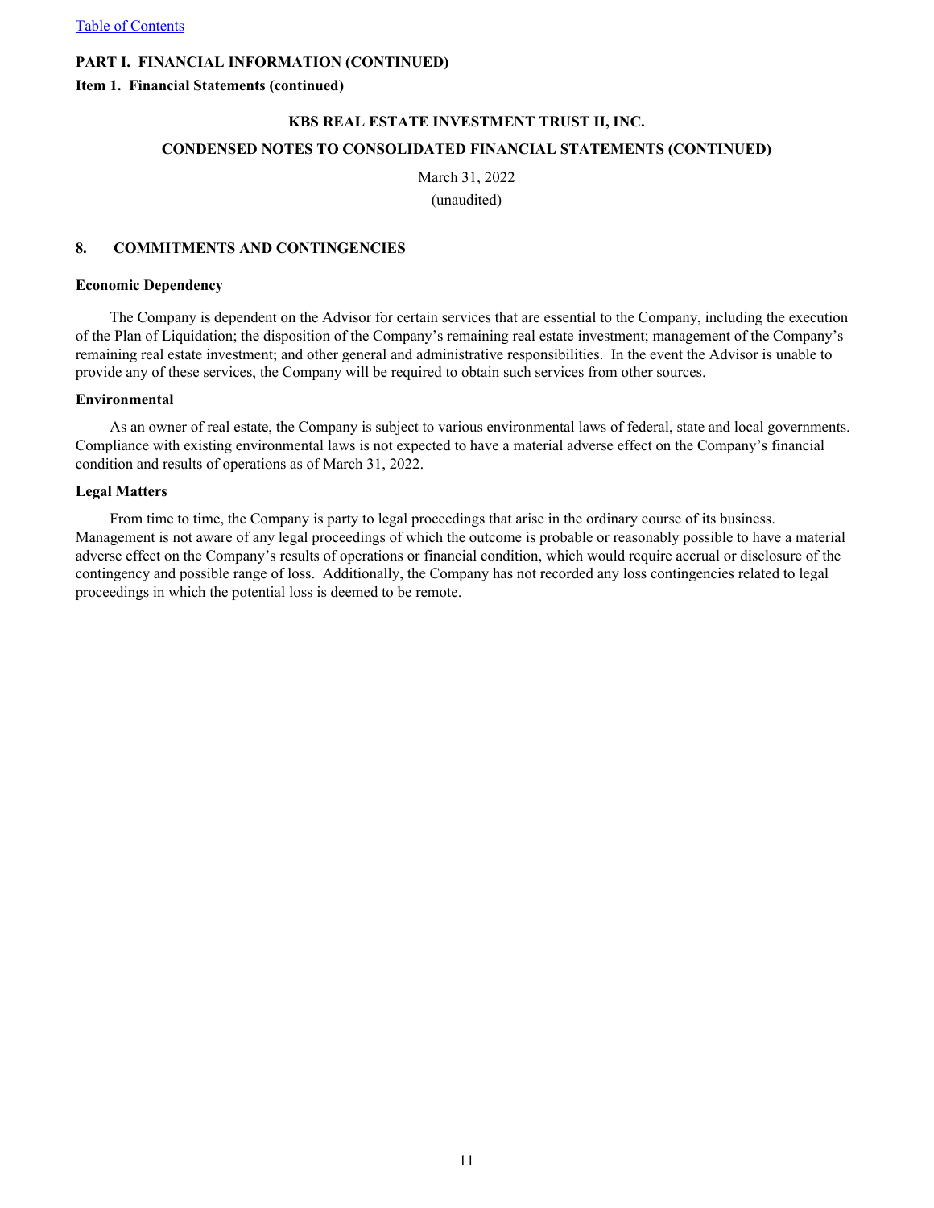**PART I. FINANCIAL INFORMATION (CONTINUED)**

**Item 1. Financial Statements (continued)**

**KBS REAL ESTATE INVESTMENT TRUST II, INC.**

**CONDENSED NOTES TO CONSOLIDATED FINANCIAL STATEMENTS (CONTINUED)**

March 31, 2022

(unaudited)

## 8. COMMITMENTS AND CONTINGENCIES

**Economic Dependency**

The Company is dependent on the Advisor for certain services that are essential to the Company, including the execution of the Plan of Liquidation; the disposition of the Company's remaining real estate investment; management of the Company's remaining real estate investment; and other general and administrative responsibilities. In the event the Advisor is unable to provide any of these services, the Company will be required to obtain such services from other sources.

**Environmental**

As an owner of real estate, the Company is subject to various environmental laws of federal, state and local governments. Compliance with existing environmental laws is not expected to have a material adverse effect on the Company's financial condition and results of operations as of March 31, 2022.

**Legal Matters**

From time to time, the Company is party to legal proceedings that arise in the ordinary course of its business. Management is not aware of any legal proceedings of which the outcome is probable or reasonably possible to have a material adverse effect on the Company's results of operations or financial condition, which would require accrual or disclosure of the contingency and possible range of loss. Additionally, the Company has not recorded any loss contingencies related to legal proceedings in which the potential loss is deemed to be remote.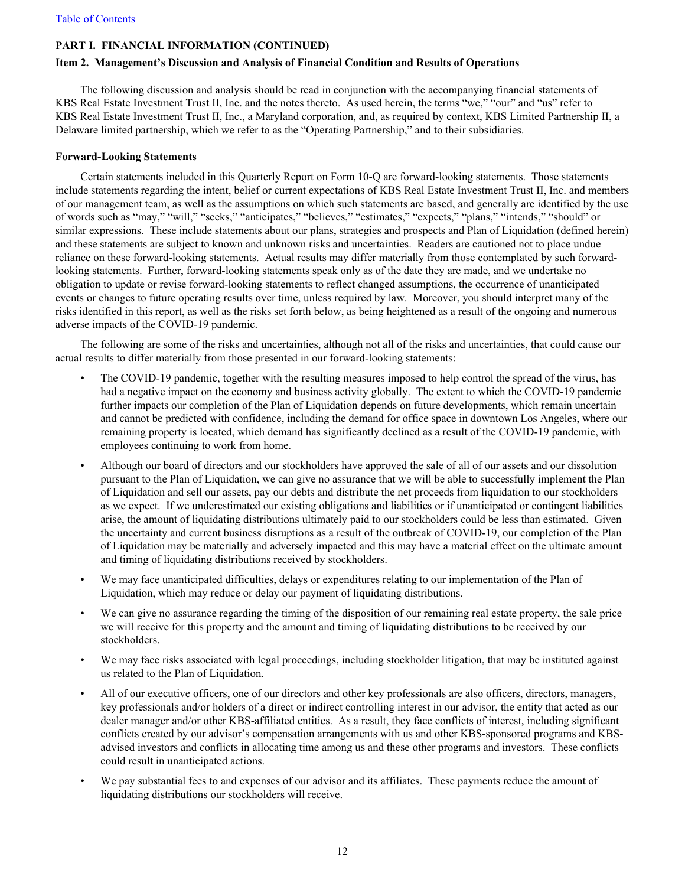[Table of Contents](#)

## PART I. FINANCIAL INFORMATION (CONTINUED)

### Item 2. Management's Discussion and Analysis of Financial Condition and Results of Operations

The following discussion and analysis should be read in conjunction with the accompanying financial statements of KBS Real Estate Investment Trust II, Inc. and the notes thereto. As used herein, the terms "we," "our" and "us" refer to KBS Real Estate Investment Trust II, Inc., a Maryland corporation, and, as required by context, KBS Limited Partnership II, a Delaware limited partnership, which we refer to as the "Operating Partnership," and to their subsidiaries.

**Forward-Looking Statements**

Certain statements included in this Quarterly Report on Form 10-Q are forward-looking statements. Those statements include statements regarding the intent, belief or current expectations of KBS Real Estate Investment Trust II, Inc. and members of our management team, as well as the assumptions on which such statements are based, and generally are identified by the use of words such as "may," "will," "seeks," "anticipates," "believes," "estimates," "expects," "plans," "intends," "should" or similar expressions. These include statements about our plans, strategies and prospects and Plan of Liquidation (defined herein) and these statements are subject to known and unknown risks and uncertainties. Readers are cautioned not to place undue reliance on these forward-looking statements. Actual results may differ materially from those contemplated by such forward-looking statements. Further, forward-looking statements speak only as of the date they are made, and we undertake no obligation to update or revise forward-looking statements to reflect changed assumptions, the occurrence of unanticipated events or changes to future operating results over time, unless required by law. Moreover, you should interpret many of the risks identified in this report, as well as the risks set forth below, as being heightened as a result of the ongoing and numerous adverse impacts of the COVID-19 pandemic.

The following are some of the risks and uncertainties, although not all of the risks and uncertainties, that could cause our actual results to differ materially from those presented in our forward-looking statements:

- The COVID-19 pandemic, together with the resulting measures imposed to help control the spread of the virus, has had a negative impact on the economy and business activity globally. The extent to which the COVID-19 pandemic further impacts our completion of the Plan of Liquidation depends on future developments, which remain uncertain and cannot be predicted with confidence, including the demand for office space in downtown Los Angeles, where our remaining property is located, which demand has significantly declined as a result of the COVID-19 pandemic, with employees continuing to work from home.
- Although our board of directors and our stockholders have approved the sale of all of our assets and our dissolution pursuant to the Plan of Liquidation, we can give no assurance that we will be able to successfully implement the Plan of Liquidation and sell our assets, pay our debts and distribute the net proceeds from liquidation to our stockholders as we expect. If we underestimated our existing obligations and liabilities or if unanticipated or contingent liabilities arise, the amount of liquidating distributions ultimately paid to our stockholders could be less than estimated. Given the uncertainty and current business disruptions as a result of the outbreak of COVID-19, our completion of the Plan of Liquidation may be materially and adversely impacted and this may have a material effect on the ultimate amount and timing of liquidating distributions received by stockholders.
- We may face unanticipated difficulties, delays or expenditures relating to our implementation of the Plan of Liquidation, which may reduce or delay our payment of liquidating distributions.
- We can give no assurance regarding the timing of the disposition of our remaining real estate property, the sale price we will receive for this property and the amount and timing of liquidating distributions to be received by our stockholders.
- We may face risks associated with legal proceedings, including stockholder litigation, that may be instituted against us related to the Plan of Liquidation.
- All of our executive officers, one of our directors and other key professionals are also officers, directors, managers, key professionals and/or holders of a direct or indirect controlling interest in our advisor, the entity that acted as our dealer manager and/or other KBS-affiliated entities. As a result, they face conflicts of interest, including significant conflicts created by our advisor's compensation arrangements with us and other KBS-sponsored programs and KBS-advised investors and conflicts in allocating time among us and these other programs and investors. These conflicts could result in unanticipated actions.
- We pay substantial fees to and expenses of our advisor and its affiliates. These payments reduce the amount of liquidating distributions our stockholders will receive.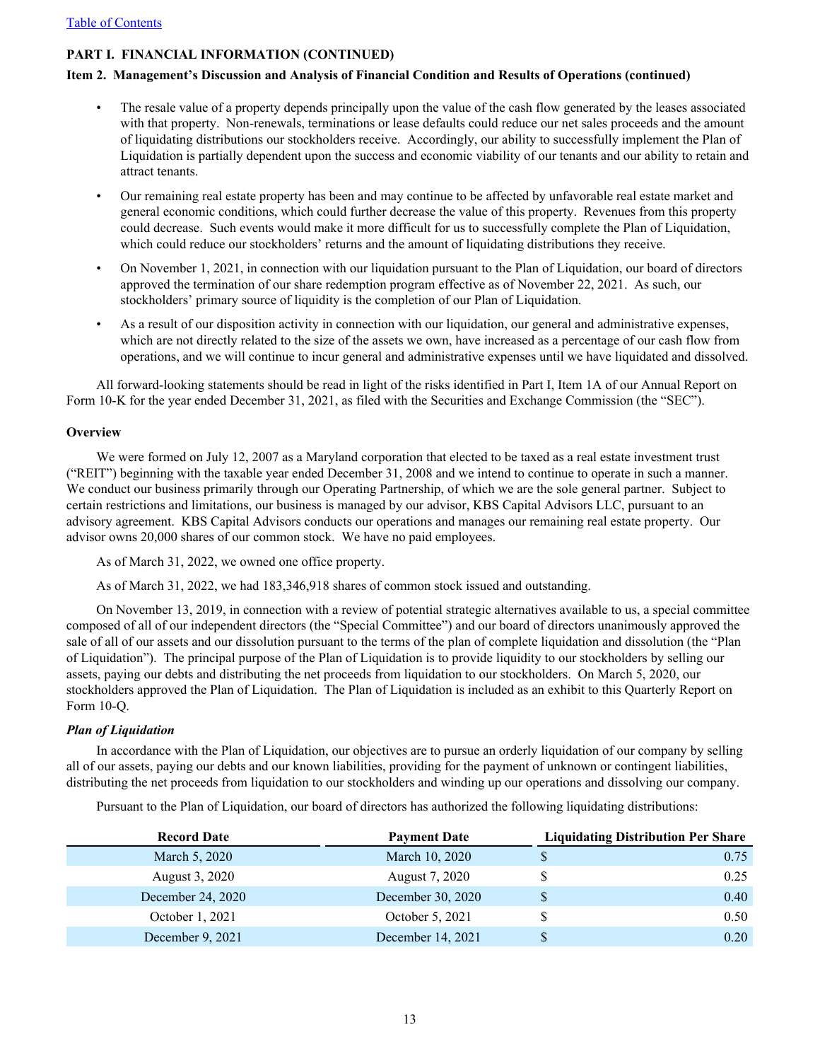[Table of Contents]

**PART I. FINANCIAL INFORMATION (CONTINUED)**

**Item 2. Management's Discussion and Analysis of Financial Condition and Results of Operations (continued)**

- The resale value of a property depends principally upon the value of the cash flow generated by the leases associated with that property. Non-renewals, terminations or lease defaults could reduce our net sales proceeds and the amount of liquidating distributions our stockholders receive. Accordingly, our ability to successfully implement the Plan of Liquidation is partially dependent upon the success and economic viability of our tenants and our ability to retain and attract tenants.
- Our remaining real estate property has been and may continue to be affected by unfavorable real estate market and general economic conditions, which could further decrease the value of this property. Revenues from this property could decrease. Such events would make it more difficult for us to successfully complete the Plan of Liquidation, which could reduce our stockholders' returns and the amount of liquidating distributions they receive.
- On November 1, 2021, in connection with our liquidation pursuant to the Plan of Liquidation, our board of directors approved the termination of our share redemption program effective as of November 22, 2021. As such, our stockholders' primary source of liquidity is the completion of our Plan of Liquidation.
- As a result of our disposition activity in connection with our liquidation, our general and administrative expenses, which are not directly related to the size of the assets we own, have increased as a percentage of our cash flow from operations, and we will continue to incur general and administrative expenses until we have liquidated and dissolved.

All forward-looking statements should be read in light of the risks identified in Part I, Item 1A of our Annual Report on Form 10-K for the year ended December 31, 2021, as filed with the Securities and Exchange Commission (the "SEC").

**Overview**

We were formed on July 12, 2007 as a Maryland corporation that elected to be taxed as a real estate investment trust ("REIT") beginning with the taxable year ended December 31, 2008 and we intend to continue to operate in such a manner. We conduct our business primarily through our Operating Partnership, of which we are the sole general partner. Subject to certain restrictions and limitations, our business is managed by our advisor, KBS Capital Advisors LLC, pursuant to an advisory agreement. KBS Capital Advisors conducts our operations and manages our remaining real estate property. Our advisor owns 20,000 shares of our common stock. We have no paid employees.

As of March 31, 2022, we owned one office property.

As of March 31, 2022, we had 183,346,918 shares of common stock issued and outstanding.

On November 13, 2019, in connection with a review of potential strategic alternatives available to us, a special committee composed of all of our independent directors (the "Special Committee") and our board of directors unanimously approved the sale of all of our assets and our dissolution pursuant to the terms of the plan of complete liquidation and dissolution (the "Plan of Liquidation"). The principal purpose of the Plan of Liquidation is to provide liquidity to our stockholders by selling our assets, paying our debts and distributing the net proceeds from liquidation to our stockholders. On March 5, 2020, our stockholders approved the Plan of Liquidation. The Plan of Liquidation is included as an exhibit to this Quarterly Report on Form 10-Q.

***Plan of Liquidation***

In accordance with the Plan of Liquidation, our objectives are to pursue an orderly liquidation of our company by selling all of our assets, paying our debts and our known liabilities, providing for the payment of unknown or contingent liabilities, distributing the net proceeds from liquidation to our stockholders and winding up our operations and dissolving our company.

Pursuant to the Plan of Liquidation, our board of directors has authorized the following liquidating distributions:

| Record Date | Payment Date | Liquidating Distribution Per Share |
|---|---|---|
| March 5, 2020 | March 10, 2020 | $ 0.75 |
| August 3, 2020 | August 7, 2020 | $ 0.25 |
| December 24, 2020 | December 30, 2020 | $ 0.40 |
| October 1, 2021 | October 5, 2021 | $ 0.50 |
| December 9, 2021 | December 14, 2021 | $ 0.20 |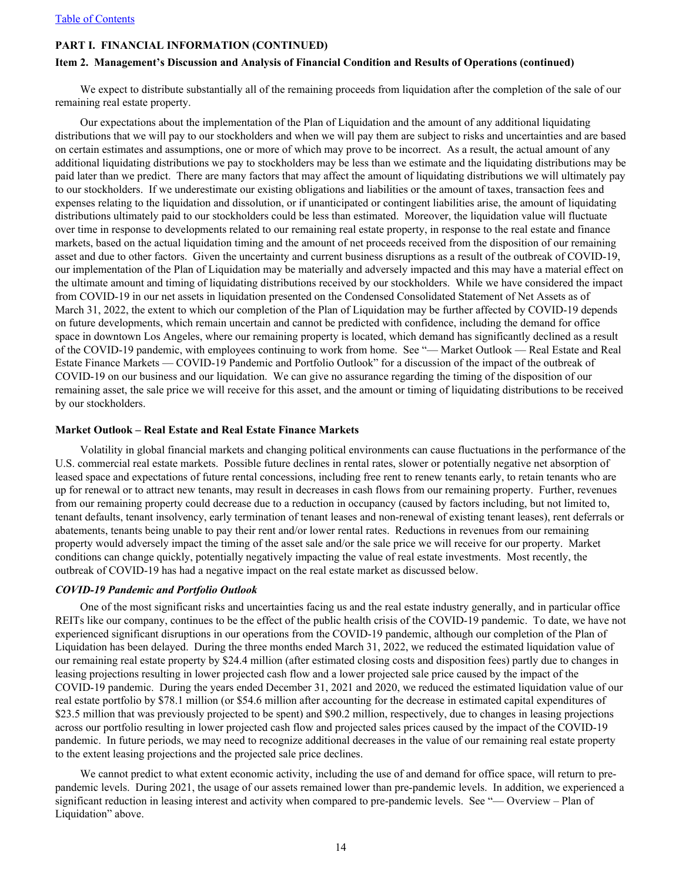**PART I. FINANCIAL INFORMATION (CONTINUED)**

**Item 2. Management's Discussion and Analysis of Financial Condition and Results of Operations (continued)**

We expect to distribute substantially all of the remaining proceeds from liquidation after the completion of the sale of our remaining real estate property.

Our expectations about the implementation of the Plan of Liquidation and the amount of any additional liquidating distributions that we will pay to our stockholders and when we will pay them are subject to risks and uncertainties and are based on certain estimates and assumptions, one or more of which may prove to be incorrect. As a result, the actual amount of any additional liquidating distributions we pay to stockholders may be less than we estimate and the liquidating distributions may be paid later than we predict. There are many factors that may affect the amount of liquidating distributions we will ultimately pay to our stockholders. If we underestimate our existing obligations and liabilities or the amount of taxes, transaction fees and expenses relating to the liquidation and dissolution, or if unanticipated or contingent liabilities arise, the amount of liquidating distributions ultimately paid to our stockholders could be less than estimated. Moreover, the liquidation value will fluctuate over time in response to developments related to our remaining real estate property, in response to the real estate and finance markets, based on the actual liquidation timing and the amount of net proceeds received from the disposition of our remaining asset and due to other factors. Given the uncertainty and current business disruptions as a result of the outbreak of COVID-19, our implementation of the Plan of Liquidation may be materially and adversely impacted and this may have a material effect on the ultimate amount and timing of liquidating distributions received by our stockholders. While we have considered the impact from COVID-19 in our net assets in liquidation presented on the Condensed Consolidated Statement of Net Assets as of March 31, 2022, the extent to which our completion of the Plan of Liquidation may be further affected by COVID-19 depends on future developments, which remain uncertain and cannot be predicted with confidence, including the demand for office space in downtown Los Angeles, where our remaining property is located, which demand has significantly declined as a result of the COVID-19 pandemic, with employees continuing to work from home. See "— Market Outlook — Real Estate and Real Estate Finance Markets — COVID-19 Pandemic and Portfolio Outlook" for a discussion of the impact of the outbreak of COVID-19 on our business and our liquidation. We can give no assurance regarding the timing of the disposition of our remaining asset, the sale price we will receive for this asset, and the amount or timing of liquidating distributions to be received by our stockholders.

**Market Outlook – Real Estate and Real Estate Finance Markets**

Volatility in global financial markets and changing political environments can cause fluctuations in the performance of the U.S. commercial real estate markets. Possible future declines in rental rates, slower or potentially negative net absorption of leased space and expectations of future rental concessions, including free rent to renew tenants early, to retain tenants who are up for renewal or to attract new tenants, may result in decreases in cash flows from our remaining property. Further, revenues from our remaining property could decrease due to a reduction in occupancy (caused by factors including, but not limited to, tenant defaults, tenant insolvency, early termination of tenant leases and non-renewal of existing tenant leases), rent deferrals or abatements, tenants being unable to pay their rent and/or lower rental rates. Reductions in revenues from our remaining property would adversely impact the timing of the asset sale and/or the sale price we will receive for our property. Market conditions can change quickly, potentially negatively impacting the value of real estate investments. Most recently, the outbreak of COVID-19 has had a negative impact on the real estate market as discussed below.

***COVID-19 Pandemic and Portfolio Outlook***

One of the most significant risks and uncertainties facing us and the real estate industry generally, and in particular office REITs like our company, continues to be the effect of the public health crisis of the COVID-19 pandemic. To date, we have not experienced significant disruptions in our operations from the COVID-19 pandemic, although our completion of the Plan of Liquidation has been delayed. During the three months ended March 31, 2022, we reduced the estimated liquidation value of our remaining real estate property by $24.4 million (after estimated closing costs and disposition fees) partly due to changes in leasing projections resulting in lower projected cash flow and a lower projected sale price caused by the impact of the COVID-19 pandemic. During the years ended December 31, 2021 and 2020, we reduced the estimated liquidation value of our real estate portfolio by $78.1 million (or $54.6 million after accounting for the decrease in estimated capital expenditures of $23.5 million that was previously projected to be spent) and $90.2 million, respectively, due to changes in leasing projections across our portfolio resulting in lower projected cash flow and projected sales prices caused by the impact of the COVID-19 pandemic. In future periods, we may need to recognize additional decreases in the value of our remaining real estate property to the extent leasing projections and the projected sale price declines.

We cannot predict to what extent economic activity, including the use of and demand for office space, will return to pre-pandemic levels. During 2021, the usage of our assets remained lower than pre-pandemic levels. In addition, we experienced a significant reduction in leasing interest and activity when compared to pre-pandemic levels. See "— Overview – Plan of Liquidation" above.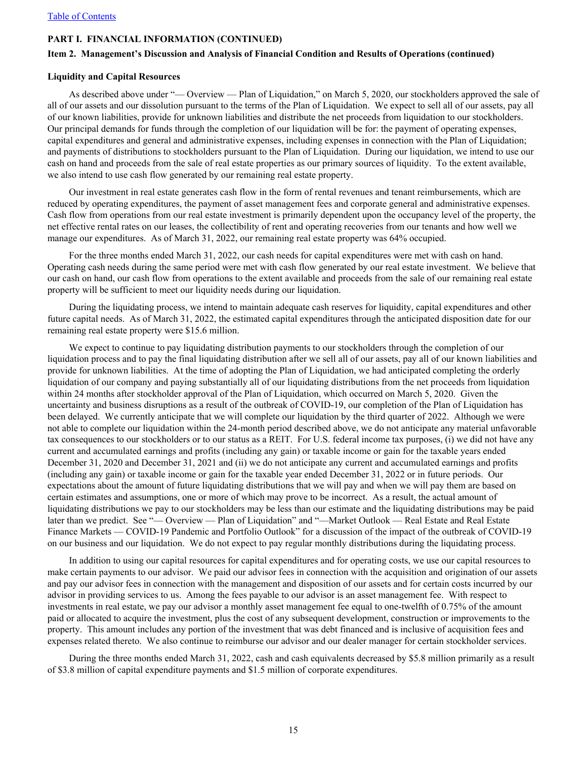[Table of Contents](#)

**PART I. FINANCIAL INFORMATION (CONTINUED)**

**Item 2. Management's Discussion and Analysis of Financial Condition and Results of Operations (continued)**

**Liquidity and Capital Resources**

As described above under "— Overview — Plan of Liquidation," on March 5, 2020, our stockholders approved the sale of all of our assets and our dissolution pursuant to the terms of the Plan of Liquidation. We expect to sell all of our assets, pay all of our known liabilities, provide for unknown liabilities and distribute the net proceeds from liquidation to our stockholders. Our principal demands for funds through the completion of our liquidation will be for: the payment of operating expenses, capital expenditures and general and administrative expenses, including expenses in connection with the Plan of Liquidation; and payments of distributions to stockholders pursuant to the Plan of Liquidation. During our liquidation, we intend to use our cash on hand and proceeds from the sale of real estate properties as our primary sources of liquidity. To the extent available, we also intend to use cash flow generated by our remaining real estate property.

Our investment in real estate generates cash flow in the form of rental revenues and tenant reimbursements, which are reduced by operating expenditures, the payment of asset management fees and corporate general and administrative expenses. Cash flow from operations from our real estate investment is primarily dependent upon the occupancy level of the property, the net effective rental rates on our leases, the collectibility of rent and operating recoveries from our tenants and how well we manage our expenditures. As of March 31, 2022, our remaining real estate property was 64% occupied.

For the three months ended March 31, 2022, our cash needs for capital expenditures were met with cash on hand. Operating cash needs during the same period were met with cash flow generated by our real estate investment. We believe that our cash on hand, our cash flow from operations to the extent available and proceeds from the sale of our remaining real estate property will be sufficient to meet our liquidity needs during our liquidation.

During the liquidating process, we intend to maintain adequate cash reserves for liquidity, capital expenditures and other future capital needs. As of March 31, 2022, the estimated capital expenditures through the anticipated disposition date for our remaining real estate property were $15.6 million.

We expect to continue to pay liquidating distribution payments to our stockholders through the completion of our liquidation process and to pay the final liquidating distribution after we sell all of our assets, pay all of our known liabilities and provide for unknown liabilities. At the time of adopting the Plan of Liquidation, we had anticipated completing the orderly liquidation of our company and paying substantially all of our liquidating distributions from the net proceeds from liquidation within 24 months after stockholder approval of the Plan of Liquidation, which occurred on March 5, 2020. Given the uncertainty and business disruptions as a result of the outbreak of COVID-19, our completion of the Plan of Liquidation has been delayed. We currently anticipate that we will complete our liquidation by the third quarter of 2022. Although we were not able to complete our liquidation within the 24-month period described above, we do not anticipate any material unfavorable tax consequences to our stockholders or to our status as a REIT. For U.S. federal income tax purposes, (i) we did not have any current and accumulated earnings and profits (including any gain) or taxable income or gain for the taxable years ended December 31, 2020 and December 31, 2021 and (ii) we do not anticipate any current and accumulated earnings and profits (including any gain) or taxable income or gain for the taxable year ended December 31, 2022 or in future periods. Our expectations about the amount of future liquidating distributions that we will pay and when we will pay them are based on certain estimates and assumptions, one or more of which may prove to be incorrect. As a result, the actual amount of liquidating distributions we pay to our stockholders may be less than our estimate and the liquidating distributions may be paid later than we predict. See "— Overview — Plan of Liquidation" and "—Market Outlook — Real Estate and Real Estate Finance Markets — COVID-19 Pandemic and Portfolio Outlook" for a discussion of the impact of the outbreak of COVID-19 on our business and our liquidation. We do not expect to pay regular monthly distributions during the liquidating process.

In addition to using our capital resources for capital expenditures and for operating costs, we use our capital resources to make certain payments to our advisor. We paid our advisor fees in connection with the acquisition and origination of our assets and pay our advisor fees in connection with the management and disposition of our assets and for certain costs incurred by our advisor in providing services to us. Among the fees payable to our advisor is an asset management fee. With respect to investments in real estate, we pay our advisor a monthly asset management fee equal to one-twelfth of 0.75% of the amount paid or allocated to acquire the investment, plus the cost of any subsequent development, construction or improvements to the property. This amount includes any portion of the investment that was debt financed and is inclusive of acquisition fees and expenses related thereto. We also continue to reimburse our advisor and our dealer manager for certain stockholder services.

During the three months ended March 31, 2022, cash and cash equivalents decreased by $5.8 million primarily as a result of $3.8 million of capital expenditure payments and $1.5 million of corporate expenditures.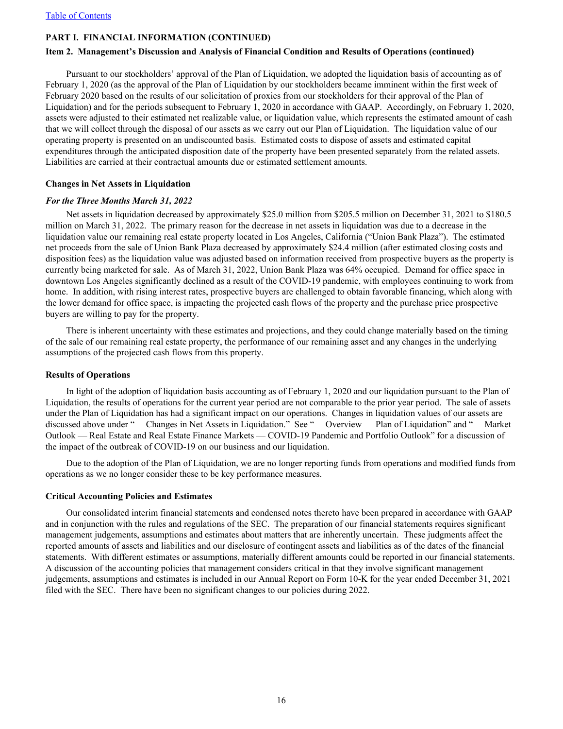[Table of Contents]

**PART I. FINANCIAL INFORMATION (CONTINUED)**

**Item 2. Management's Discussion and Analysis of Financial Condition and Results of Operations (continued)**

Pursuant to our stockholders' approval of the Plan of Liquidation, we adopted the liquidation basis of accounting as of February 1, 2020 (as the approval of the Plan of Liquidation by our stockholders became imminent within the first week of February 2020 based on the results of our solicitation of proxies from our stockholders for their approval of the Plan of Liquidation) and for the periods subsequent to February 1, 2020 in accordance with GAAP. Accordingly, on February 1, 2020, assets were adjusted to their estimated net realizable value, or liquidation value, which represents the estimated amount of cash that we will collect through the disposal of our assets as we carry out our Plan of Liquidation. The liquidation value of our operating property is presented on an undiscounted basis. Estimated costs to dispose of assets and estimated capital expenditures through the anticipated disposition date of the property have been presented separately from the related assets. Liabilities are carried at their contractual amounts due or estimated settlement amounts.

**Changes in Net Assets in Liquidation**

***For the Three Months March 31, 2022***

Net assets in liquidation decreased by approximately $25.0 million from $205.5 million on December 31, 2021 to $180.5 million on March 31, 2022. The primary reason for the decrease in net assets in liquidation was due to a decrease in the liquidation value our remaining real estate property located in Los Angeles, California ("Union Bank Plaza"). The estimated net proceeds from the sale of Union Bank Plaza decreased by approximately $24.4 million (after estimated closing costs and disposition fees) as the liquidation value was adjusted based on information received from prospective buyers as the property is currently being marketed for sale. As of March 31, 2022, Union Bank Plaza was 64% occupied. Demand for office space in downtown Los Angeles significantly declined as a result of the COVID-19 pandemic, with employees continuing to work from home. In addition, with rising interest rates, prospective buyers are challenged to obtain favorable financing, which along with the lower demand for office space, is impacting the projected cash flows of the property and the purchase price prospective buyers are willing to pay for the property.

There is inherent uncertainty with these estimates and projections, and they could change materially based on the timing of the sale of our remaining real estate property, the performance of our remaining asset and any changes in the underlying assumptions of the projected cash flows from this property.

**Results of Operations**

In light of the adoption of liquidation basis accounting as of February 1, 2020 and our liquidation pursuant to the Plan of Liquidation, the results of operations for the current year period are not comparable to the prior year period. The sale of assets under the Plan of Liquidation has had a significant impact on our operations. Changes in liquidation values of our assets are discussed above under "— Changes in Net Assets in Liquidation." See "— Overview — Plan of Liquidation" and "— Market Outlook — Real Estate and Real Estate Finance Markets — COVID-19 Pandemic and Portfolio Outlook" for a discussion of the impact of the outbreak of COVID-19 on our business and our liquidation.

Due to the adoption of the Plan of Liquidation, we are no longer reporting funds from operations and modified funds from operations as we no longer consider these to be key performance measures.

**Critical Accounting Policies and Estimates**

Our consolidated interim financial statements and condensed notes thereto have been prepared in accordance with GAAP and in conjunction with the rules and regulations of the SEC. The preparation of our financial statements requires significant management judgements, assumptions and estimates about matters that are inherently uncertain. These judgments affect the reported amounts of assets and liabilities and our disclosure of contingent assets and liabilities as of the dates of the financial statements. With different estimates or assumptions, materially different amounts could be reported in our financial statements. A discussion of the accounting policies that management considers critical in that they involve significant management judgements, assumptions and estimates is included in our Annual Report on Form 10-K for the year ended December 31, 2021 filed with the SEC. There have been no significant changes to our policies during 2022.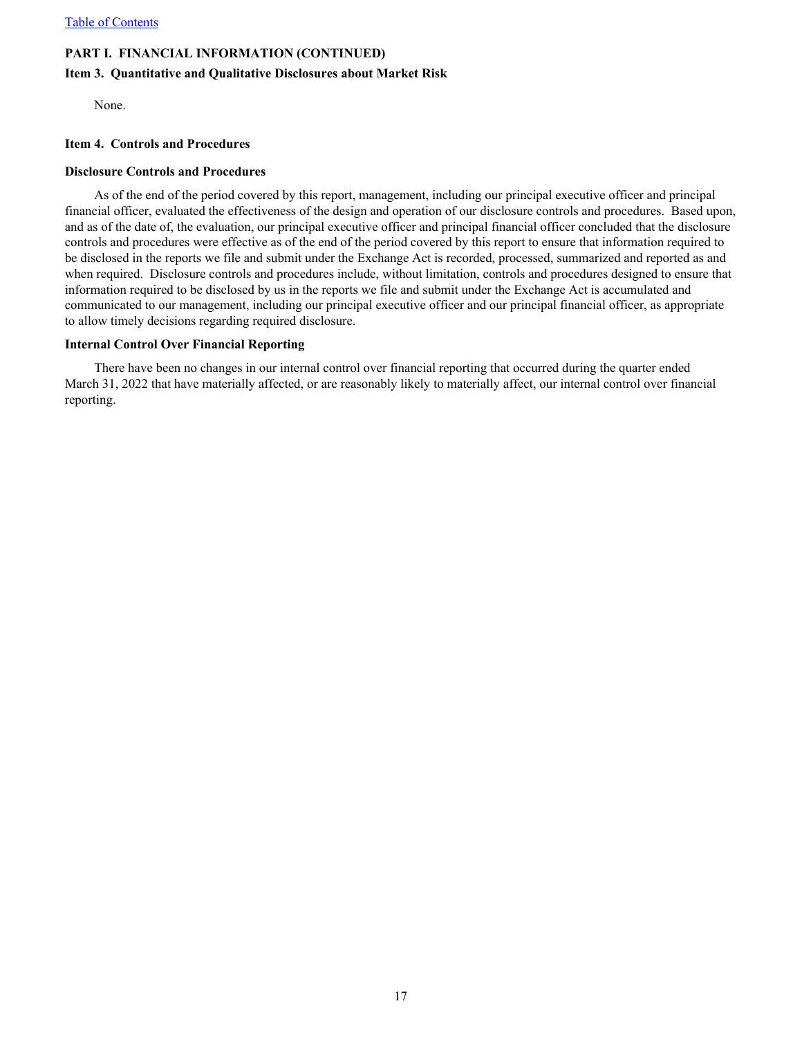## PART I. FINANCIAL INFORMATION (CONTINUED)

### Item 3. Quantitative and Qualitative Disclosures about Market Risk

None.

### Item 4. Controls and Procedures

**Disclosure Controls and Procedures**

As of the end of the period covered by this report, management, including our principal executive officer and principal financial officer, evaluated the effectiveness of the design and operation of our disclosure controls and procedures. Based upon, and as of the date of, the evaluation, our principal executive officer and principal financial officer concluded that the disclosure controls and procedures were effective as of the end of the period covered by this report to ensure that information required to be disclosed in the reports we file and submit under the Exchange Act is recorded, processed, summarized and reported as and when required. Disclosure controls and procedures include, without limitation, controls and procedures designed to ensure that information required to be disclosed by us in the reports we file and submit under the Exchange Act is accumulated and communicated to our management, including our principal executive officer and our principal financial officer, as appropriate to allow timely decisions regarding required disclosure.

**Internal Control Over Financial Reporting**

There have been no changes in our internal control over financial reporting that occurred during the quarter ended March 31, 2022 that have materially affected, or are reasonably likely to materially affect, our internal control over financial reporting.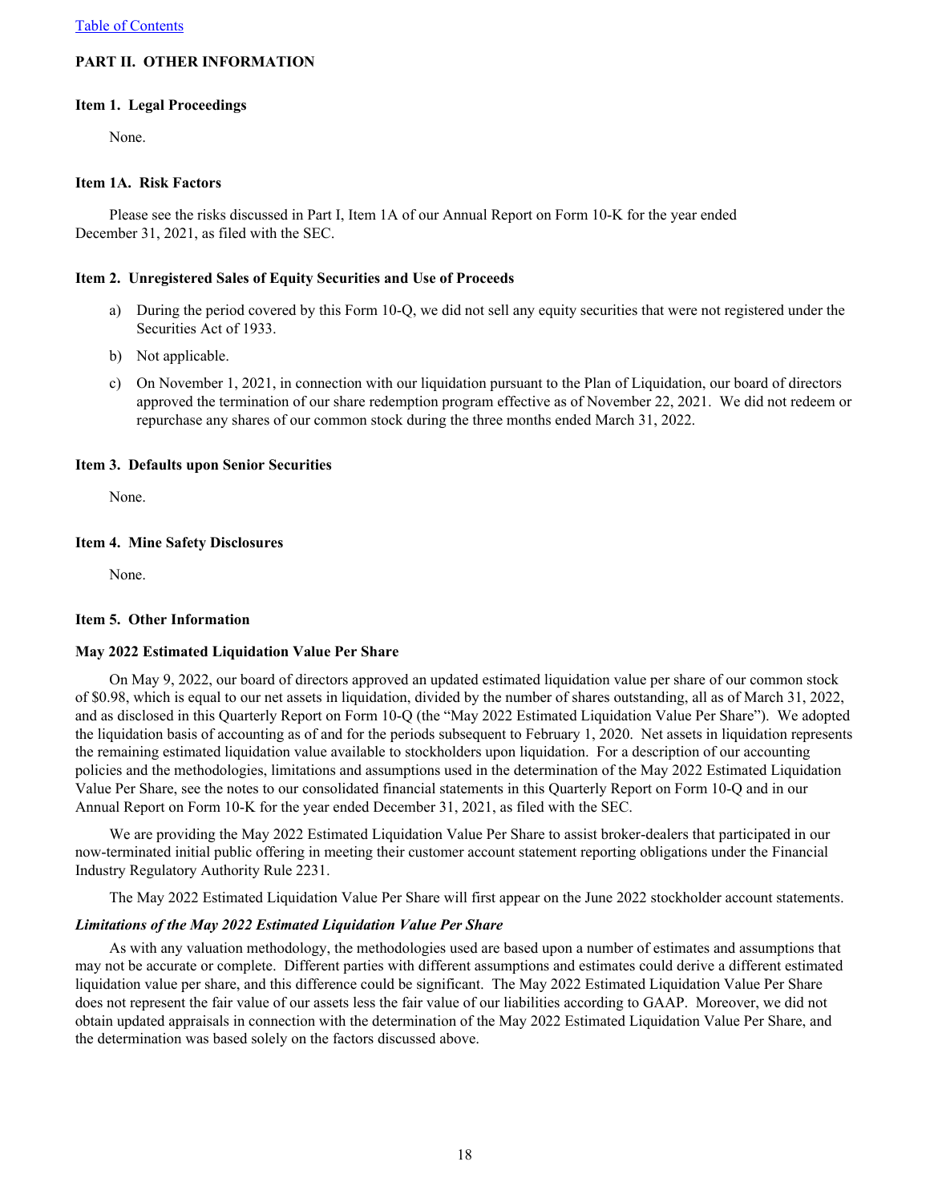[Table of Contents](#)

## PART II. OTHER INFORMATION

### Item 1. Legal Proceedings

None.

### Item 1A. Risk Factors

Please see the risks discussed in Part I, Item 1A of our Annual Report on Form 10-K for the year ended December 31, 2021, as filed with the SEC.

### Item 2. Unregistered Sales of Equity Securities and Use of Proceeds

a) During the period covered by this Form 10-Q, we did not sell any equity securities that were not registered under the Securities Act of 1933.

b) Not applicable.

c) On November 1, 2021, in connection with our liquidation pursuant to the Plan of Liquidation, our board of directors approved the termination of our share redemption program effective as of November 22, 2021. We did not redeem or repurchase any shares of our common stock during the three months ended March 31, 2022.

### Item 3. Defaults upon Senior Securities

None.

### Item 4. Mine Safety Disclosures

None.

### Item 5. Other Information

**May 2022 Estimated Liquidation Value Per Share**

On May 9, 2022, our board of directors approved an updated estimated liquidation value per share of our common stock of $0.98, which is equal to our net assets in liquidation, divided by the number of shares outstanding, all as of March 31, 2022, and as disclosed in this Quarterly Report on Form 10-Q (the "May 2022 Estimated Liquidation Value Per Share"). We adopted the liquidation basis of accounting as of and for the periods subsequent to February 1, 2020. Net assets in liquidation represents the remaining estimated liquidation value available to stockholders upon liquidation. For a description of our accounting policies and the methodologies, limitations and assumptions used in the determination of the May 2022 Estimated Liquidation Value Per Share, see the notes to our consolidated financial statements in this Quarterly Report on Form 10-Q and in our Annual Report on Form 10-K for the year ended December 31, 2021, as filed with the SEC.

We are providing the May 2022 Estimated Liquidation Value Per Share to assist broker-dealers that participated in our now-terminated initial public offering in meeting their customer account statement reporting obligations under the Financial Industry Regulatory Authority Rule 2231.

The May 2022 Estimated Liquidation Value Per Share will first appear on the June 2022 stockholder account statements.

***Limitations of the May 2022 Estimated Liquidation Value Per Share***

As with any valuation methodology, the methodologies used are based upon a number of estimates and assumptions that may not be accurate or complete. Different parties with different assumptions and estimates could derive a different estimated liquidation value per share, and this difference could be significant. The May 2022 Estimated Liquidation Value Per Share does not represent the fair value of our assets less the fair value of our liabilities according to GAAP. Moreover, we did not obtain updated appraisals in connection with the determination of the May 2022 Estimated Liquidation Value Per Share, and the determination was based solely on the factors discussed above.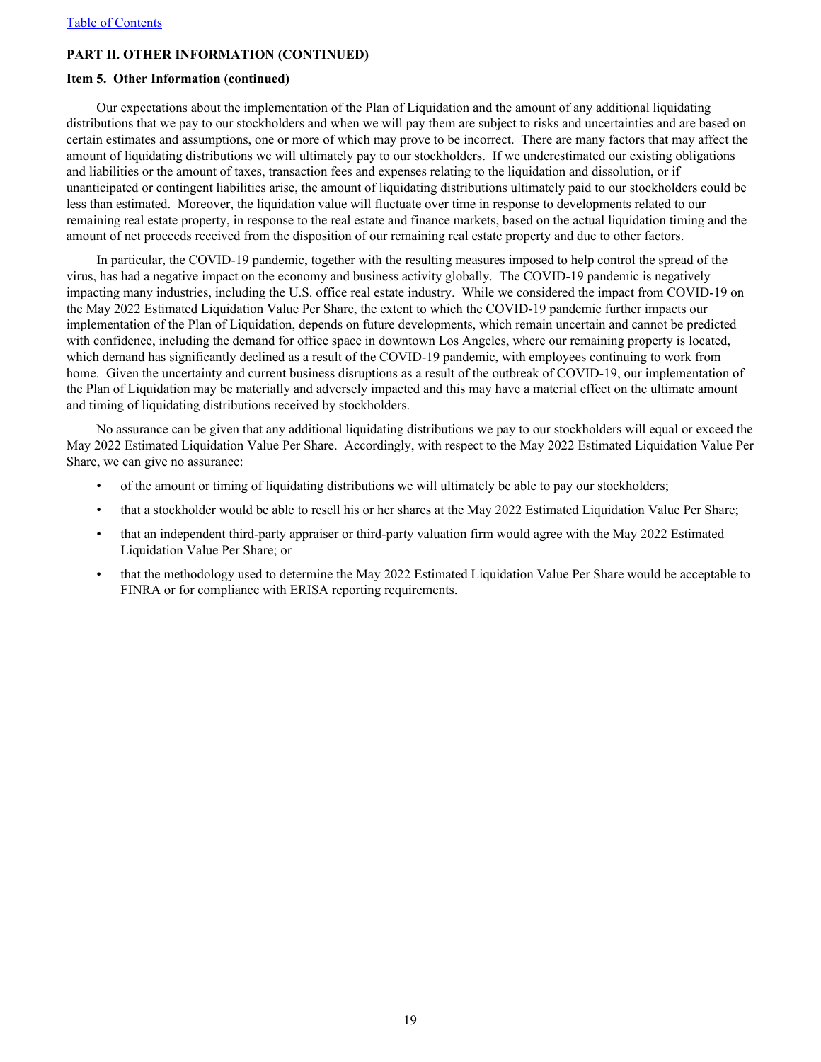**PART II. OTHER INFORMATION (CONTINUED)**

**Item 5. Other Information (continued)**

Our expectations about the implementation of the Plan of Liquidation and the amount of any additional liquidating distributions that we pay to our stockholders and when we will pay them are subject to risks and uncertainties and are based on certain estimates and assumptions, one or more of which may prove to be incorrect. There are many factors that may affect the amount of liquidating distributions we will ultimately pay to our stockholders. If we underestimated our existing obligations and liabilities or the amount of taxes, transaction fees and expenses relating to the liquidation and dissolution, or if unanticipated or contingent liabilities arise, the amount of liquidating distributions ultimately paid to our stockholders could be less than estimated. Moreover, the liquidation value will fluctuate over time in response to developments related to our remaining real estate property, in response to the real estate and finance markets, based on the actual liquidation timing and the amount of net proceeds received from the disposition of our remaining real estate property and due to other factors.

In particular, the COVID-19 pandemic, together with the resulting measures imposed to help control the spread of the virus, has had a negative impact on the economy and business activity globally. The COVID-19 pandemic is negatively impacting many industries, including the U.S. office real estate industry. While we considered the impact from COVID-19 on the May 2022 Estimated Liquidation Value Per Share, the extent to which the COVID-19 pandemic further impacts our implementation of the Plan of Liquidation, depends on future developments, which remain uncertain and cannot be predicted with confidence, including the demand for office space in downtown Los Angeles, where our remaining property is located, which demand has significantly declined as a result of the COVID-19 pandemic, with employees continuing to work from home. Given the uncertainty and current business disruptions as a result of the outbreak of COVID-19, our implementation of the Plan of Liquidation may be materially and adversely impacted and this may have a material effect on the ultimate amount and timing of liquidating distributions received by stockholders.

No assurance can be given that any additional liquidating distributions we pay to our stockholders will equal or exceed the May 2022 Estimated Liquidation Value Per Share. Accordingly, with respect to the May 2022 Estimated Liquidation Value Per Share, we can give no assurance:

- of the amount or timing of liquidating distributions we will ultimately be able to pay our stockholders;
- that a stockholder would be able to resell his or her shares at the May 2022 Estimated Liquidation Value Per Share;
- that an independent third-party appraiser or third-party valuation firm would agree with the May 2022 Estimated Liquidation Value Per Share; or
- that the methodology used to determine the May 2022 Estimated Liquidation Value Per Share would be acceptable to FINRA or for compliance with ERISA reporting requirements.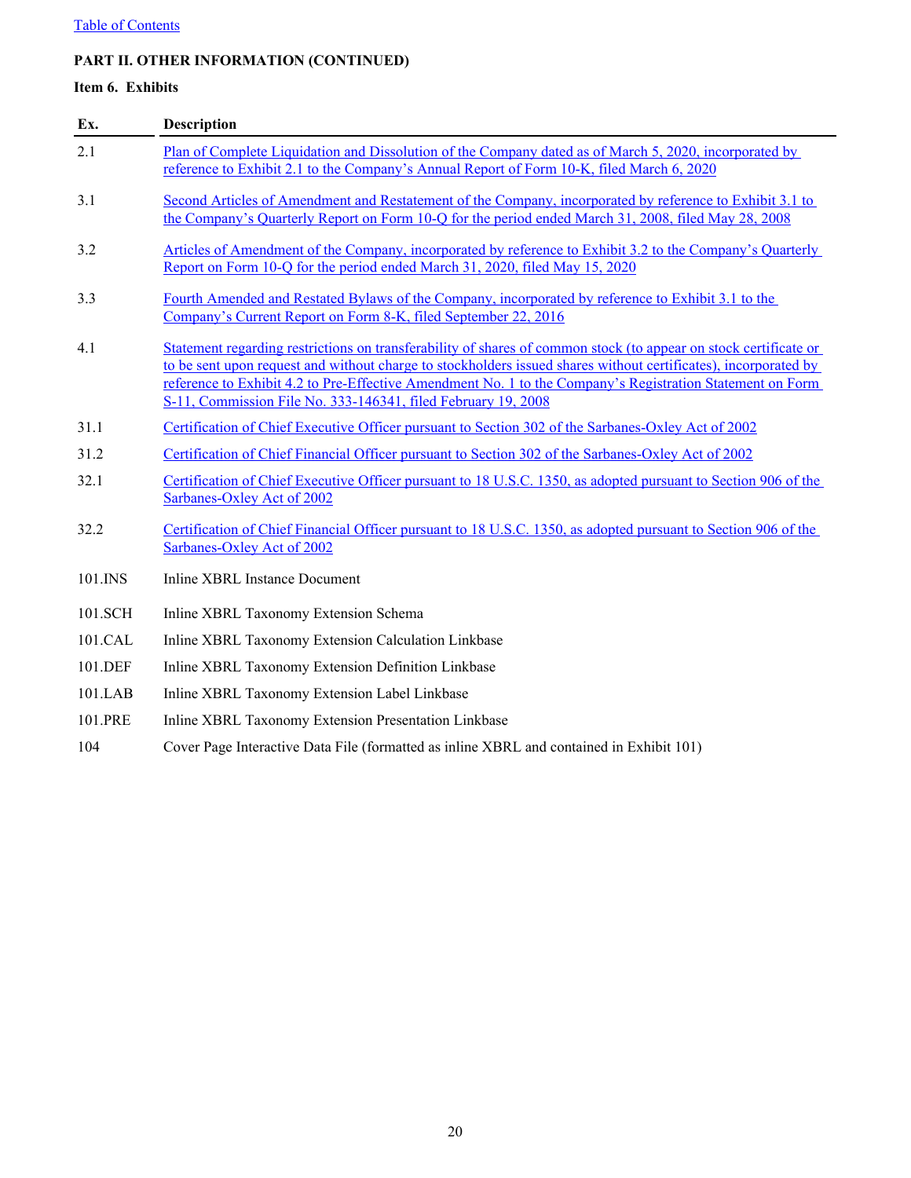[Table of Contents](#)

**PART II. OTHER INFORMATION (CONTINUED)**

**Item 6. Exhibits**

| Ex. | Description |
| --- | --- |
| 2.1 | Plan of Complete Liquidation and Dissolution of the Company dated as of March 5, 2020, incorporated by reference to Exhibit 2.1 to the Company's Annual Report of Form 10-K, filed March 6, 2020 |
| 3.1 | Second Articles of Amendment and Restatement of the Company, incorporated by reference to Exhibit 3.1 to the Company's Quarterly Report on Form 10-Q for the period ended March 31, 2008, filed May 28, 2008 |
| 3.2 | Articles of Amendment of the Company, incorporated by reference to Exhibit 3.2 to the Company's Quarterly Report on Form 10-Q for the period ended March 31, 2020, filed May 15, 2020 |
| 3.3 | Fourth Amended and Restated Bylaws of the Company, incorporated by reference to Exhibit 3.1 to the Company's Current Report on Form 8-K, filed September 22, 2016 |
| 4.1 | Statement regarding restrictions on transferability of shares of common stock (to appear on stock certificate or to be sent upon request and without charge to stockholders issued shares without certificates), incorporated by reference to Exhibit 4.2 to Pre-Effective Amendment No. 1 to the Company's Registration Statement on Form S-11, Commission File No. 333-146341, filed February 19, 2008 |
| 31.1 | Certification of Chief Executive Officer pursuant to Section 302 of the Sarbanes-Oxley Act of 2002 |
| 31.2 | Certification of Chief Financial Officer pursuant to Section 302 of the Sarbanes-Oxley Act of 2002 |
| 32.1 | Certification of Chief Executive Officer pursuant to 18 U.S.C. 1350, as adopted pursuant to Section 906 of the Sarbanes-Oxley Act of 2002 |
| 32.2 | Certification of Chief Financial Officer pursuant to 18 U.S.C. 1350, as adopted pursuant to Section 906 of the Sarbanes-Oxley Act of 2002 |
| 101.INS | Inline XBRL Instance Document |
| 101.SCH | Inline XBRL Taxonomy Extension Schema |
| 101.CAL | Inline XBRL Taxonomy Extension Calculation Linkbase |
| 101.DEF | Inline XBRL Taxonomy Extension Definition Linkbase |
| 101.LAB | Inline XBRL Taxonomy Extension Label Linkbase |
| 101.PRE | Inline XBRL Taxonomy Extension Presentation Linkbase |
| 104 | Cover Page Interactive Data File (formatted as inline XBRL and contained in Exhibit 101) |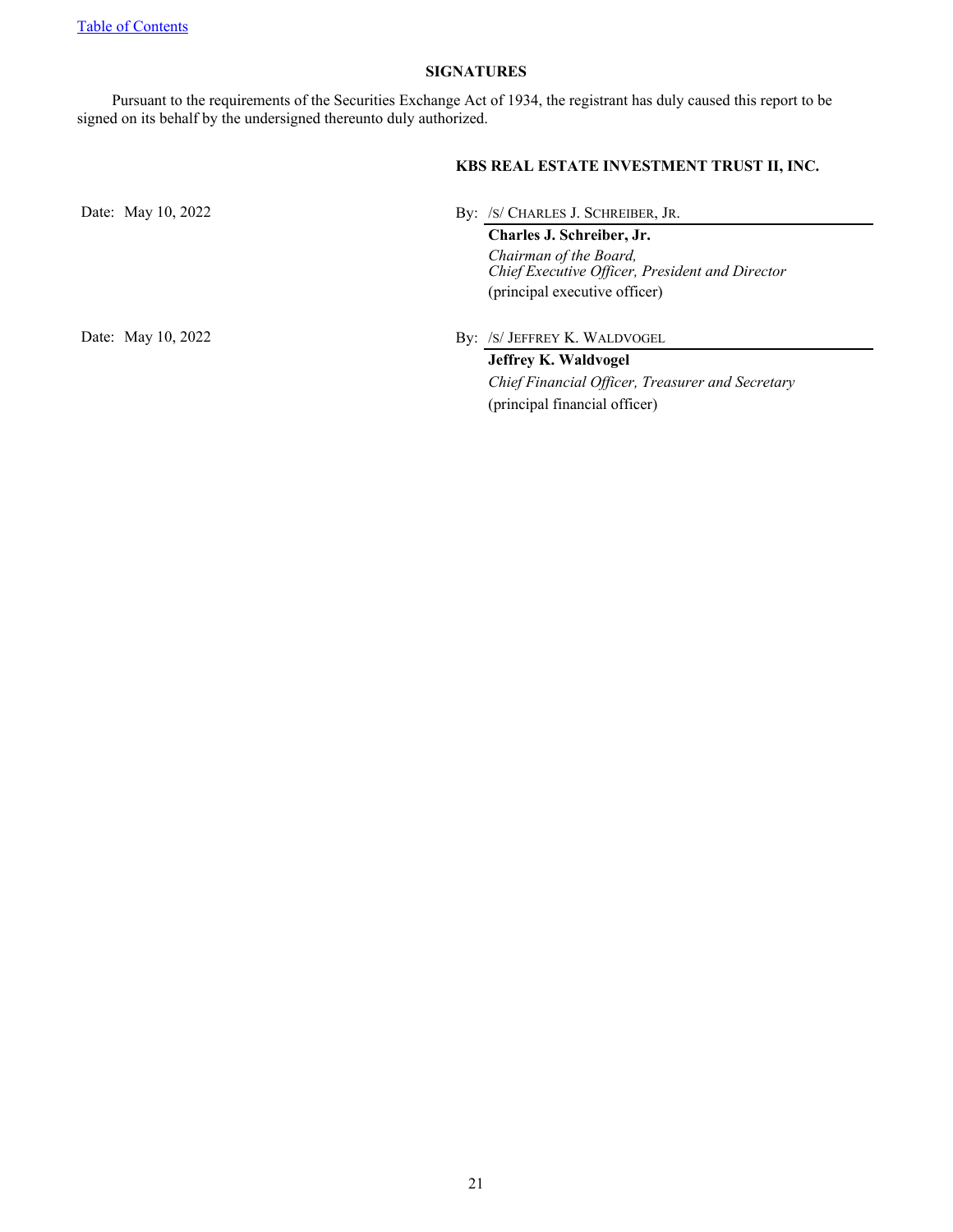[Table of Contents]

## SIGNATURES

Pursuant to the requirements of the Securities Exchange Act of 1934, the registrant has duly caused this report to be signed on its behalf by the undersigned thereunto duly authorized.

**KBS REAL ESTATE INVESTMENT TRUST II, INC.**

Date: May 10, 2022

By: /S/ CHARLES J. SCHREIBER, JR.

**Charles J. Schreiber, Jr.**
*Chairman of the Board,*
*Chief Executive Officer, President and Director*
(principal executive officer)

Date: May 10, 2022

By: /S/ JEFFREY K. WALDVOGEL

**Jeffrey K. Waldvogel**
*Chief Financial Officer, Treasurer and Secretary*
(principal financial officer)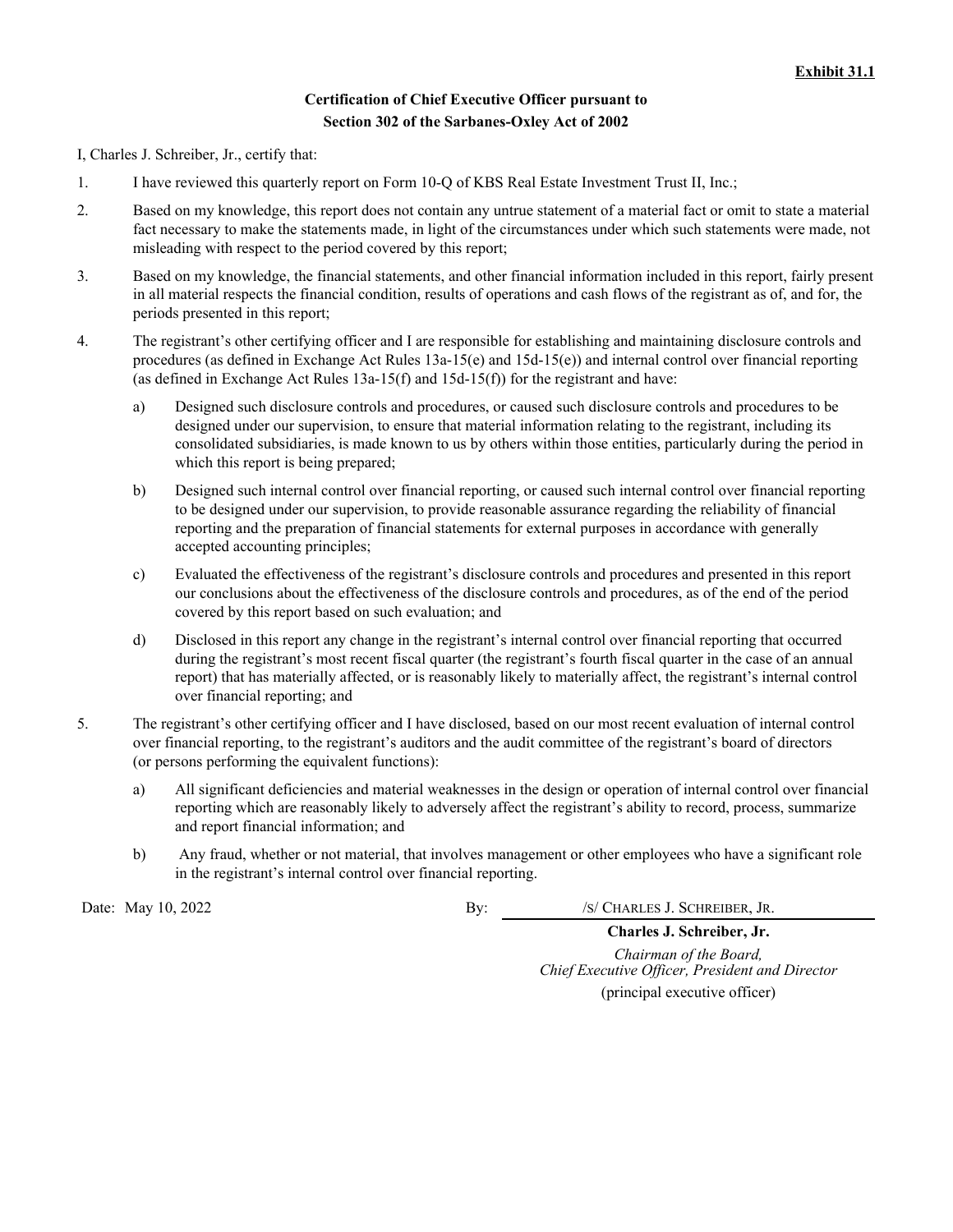**Exhibit 31.1**

**Certification of Chief Executive Officer pursuant to Section 302 of the Sarbanes-Oxley Act of 2002**

I, Charles J. Schreiber, Jr., certify that:

1. I have reviewed this quarterly report on Form 10-Q of KBS Real Estate Investment Trust II, Inc.;
2. Based on my knowledge, this report does not contain any untrue statement of a material fact or omit to state a material fact necessary to make the statements made, in light of the circumstances under which such statements were made, not misleading with respect to the period covered by this report;
3. Based on my knowledge, the financial statements, and other financial information included in this report, fairly present in all material respects the financial condition, results of operations and cash flows of the registrant as of, and for, the periods presented in this report;
4. The registrant's other certifying officer and I are responsible for establishing and maintaining disclosure controls and procedures (as defined in Exchange Act Rules 13a-15(e) and 15d-15(e)) and internal control over financial reporting (as defined in Exchange Act Rules 13a-15(f) and 15d-15(f)) for the registrant and have:
   a) Designed such disclosure controls and procedures, or caused such disclosure controls and procedures to be designed under our supervision, to ensure that material information relating to the registrant, including its consolidated subsidiaries, is made known to us by others within those entities, particularly during the period in which this report is being prepared;
   b) Designed such internal control over financial reporting, or caused such internal control over financial reporting to be designed under our supervision, to provide reasonable assurance regarding the reliability of financial reporting and the preparation of financial statements for external purposes in accordance with generally accepted accounting principles;
   c) Evaluated the effectiveness of the registrant's disclosure controls and procedures and presented in this report our conclusions about the effectiveness of the disclosure controls and procedures, as of the end of the period covered by this report based on such evaluation; and
   d) Disclosed in this report any change in the registrant's internal control over financial reporting that occurred during the registrant's most recent fiscal quarter (the registrant's fourth fiscal quarter in the case of an annual report) that has materially affected, or is reasonably likely to materially affect, the registrant's internal control over financial reporting; and
5. The registrant's other certifying officer and I have disclosed, based on our most recent evaluation of internal control over financial reporting, to the registrant's auditors and the audit committee of the registrant's board of directors (or persons performing the equivalent functions):
   a) All significant deficiencies and material weaknesses in the design or operation of internal control over financial reporting which are reasonably likely to adversely affect the registrant's ability to record, process, summarize and report financial information; and
   b) Any fraud, whether or not material, that involves management or other employees who have a significant role in the registrant's internal control over financial reporting.

Date: May 10, 2022

By: /S/ CHARLES J. SCHREIBER, JR.

**Charles J. Schreiber, Jr.**

*Chairman of the Board, Chief Executive Officer, President and Director*

(principal executive officer)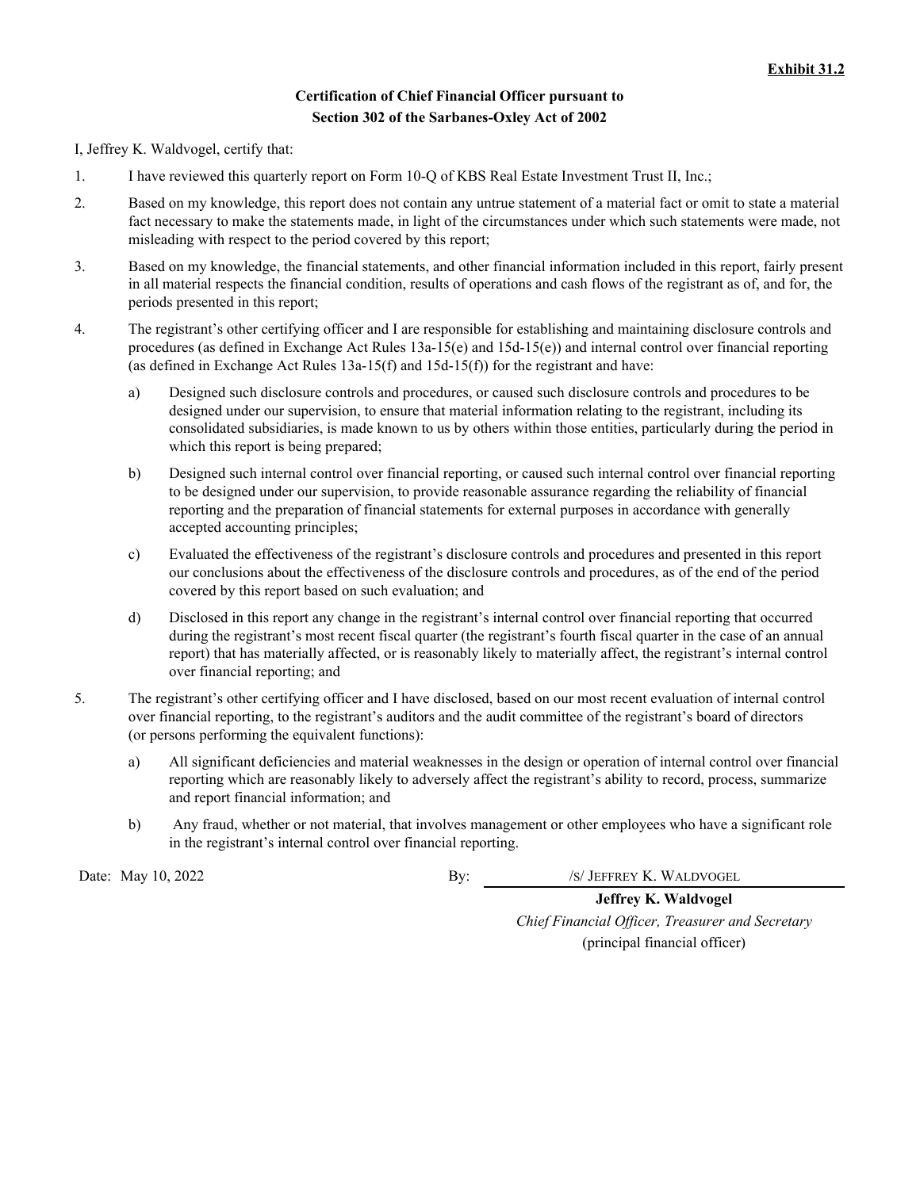**Exhibit 31.2**

**Certification of Chief Financial Officer pursuant to**
**Section 302 of the Sarbanes-Oxley Act of 2002**

I, Jeffrey K. Waldvogel, certify that:

1. I have reviewed this quarterly report on Form 10-Q of KBS Real Estate Investment Trust II, Inc.;

2. Based on my knowledge, this report does not contain any untrue statement of a material fact or omit to state a material fact necessary to make the statements made, in light of the circumstances under which such statements were made, not misleading with respect to the period covered by this report;

3. Based on my knowledge, the financial statements, and other financial information included in this report, fairly present in all material respects the financial condition, results of operations and cash flows of the registrant as of, and for, the periods presented in this report;

4. The registrant's other certifying officer and I are responsible for establishing and maintaining disclosure controls and procedures (as defined in Exchange Act Rules 13a-15(e) and 15d-15(e)) and internal control over financial reporting (as defined in Exchange Act Rules 13a-15(f) and 15d-15(f)) for the registrant and have:

   a) Designed such disclosure controls and procedures, or caused such disclosure controls and procedures to be designed under our supervision, to ensure that material information relating to the registrant, including its consolidated subsidiaries, is made known to us by others within those entities, particularly during the period in which this report is being prepared;

   b) Designed such internal control over financial reporting, or caused such internal control over financial reporting to be designed under our supervision, to provide reasonable assurance regarding the reliability of financial reporting and the preparation of financial statements for external purposes in accordance with generally accepted accounting principles;

   c) Evaluated the effectiveness of the registrant's disclosure controls and procedures and presented in this report our conclusions about the effectiveness of the disclosure controls and procedures, as of the end of the period covered by this report based on such evaluation; and

   d) Disclosed in this report any change in the registrant's internal control over financial reporting that occurred during the registrant's most recent fiscal quarter (the registrant's fourth fiscal quarter in the case of an annual report) that has materially affected, or is reasonably likely to materially affect, the registrant's internal control over financial reporting; and

5. The registrant's other certifying officer and I have disclosed, based on our most recent evaluation of internal control over financial reporting, to the registrant's auditors and the audit committee of the registrant's board of directors (or persons performing the equivalent functions):

   a) All significant deficiencies and material weaknesses in the design or operation of internal control over financial reporting which are reasonably likely to adversely affect the registrant's ability to record, process, summarize and report financial information; and

   b) Any fraud, whether or not material, that involves management or other employees who have a significant role in the registrant's internal control over financial reporting.

Date: May 10, 2022

By: /S/ JEFFREY K. WALDVOGEL

**Jeffrey K. Waldvogel**
*Chief Financial Officer, Treasurer and Secretary*
(principal financial officer)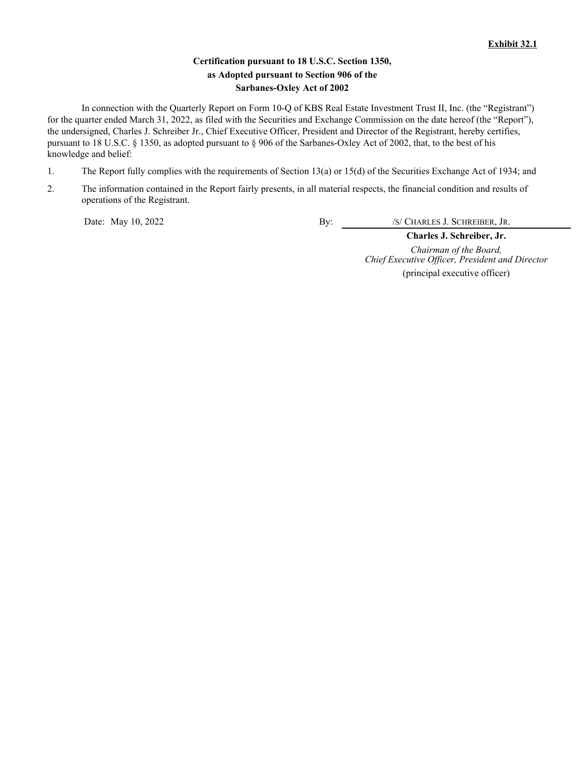**Exhibit 32.1**

**Certification pursuant to 18 U.S.C. Section 1350,**
**as Adopted pursuant to Section 906 of the**
**Sarbanes-Oxley Act of 2002**

In connection with the Quarterly Report on Form 10-Q of KBS Real Estate Investment Trust II, Inc. (the "Registrant") for the quarter ended March 31, 2022, as filed with the Securities and Exchange Commission on the date hereof (the "Report"), the undersigned, Charles J. Schreiber Jr., Chief Executive Officer, President and Director of the Registrant, hereby certifies, pursuant to 18 U.S.C. § 1350, as adopted pursuant to § 906 of the Sarbanes-Oxley Act of 2002, that, to the best of his knowledge and belief:

1. The Report fully complies with the requirements of Section 13(a) or 15(d) of the Securities Exchange Act of 1934; and
2. The information contained in the Report fairly presents, in all material respects, the financial condition and results of operations of the Registrant.

Date: May 10, 2022

By: /S/ CHARLES J. SCHREIBER, JR.

**Charles J. Schreiber, Jr.**

*Chairman of the Board,*
*Chief Executive Officer, President and Director*

(principal executive officer)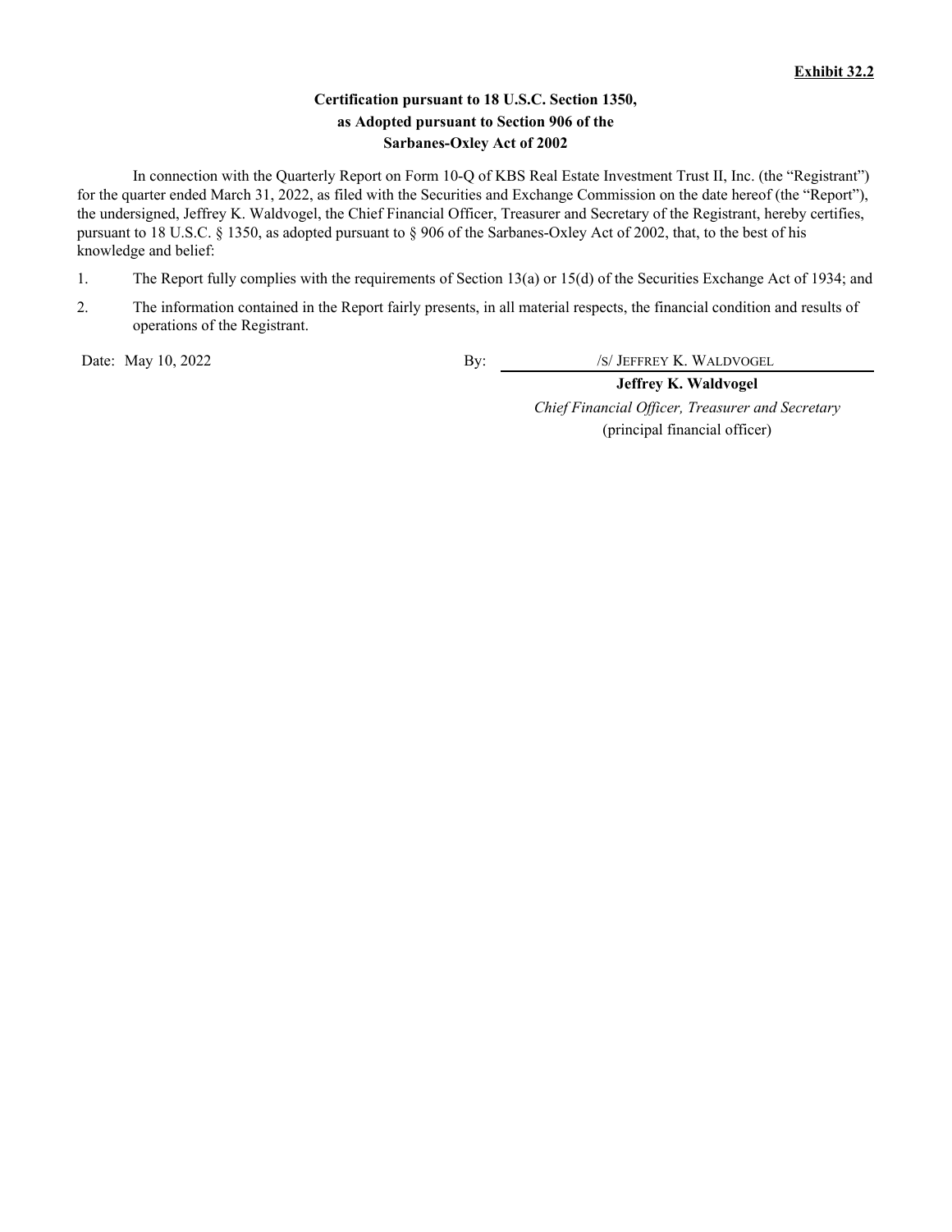**Exhibit 32.2**

**Certification pursuant to 18 U.S.C. Section 1350,**
**as Adopted pursuant to Section 906 of the**
**Sarbanes-Oxley Act of 2002**

In connection with the Quarterly Report on Form 10-Q of KBS Real Estate Investment Trust II, Inc. (the "Registrant") for the quarter ended March 31, 2022, as filed with the Securities and Exchange Commission on the date hereof (the "Report"), the undersigned, Jeffrey K. Waldvogel, the Chief Financial Officer, Treasurer and Secretary of the Registrant, hereby certifies, pursuant to 18 U.S.C. § 1350, as adopted pursuant to § 906 of the Sarbanes-Oxley Act of 2002, that, to the best of his knowledge and belief:

1. The Report fully complies with the requirements of Section 13(a) or 15(d) of the Securities Exchange Act of 1934; and
2. The information contained in the Report fairly presents, in all material respects, the financial condition and results of operations of the Registrant.

Date: May 10, 2022

By: /S/ JEFFREY K. WALDVOGEL

**Jeffrey K. Waldvogel**
*Chief Financial Officer, Treasurer and Secretary*
(principal financial officer)